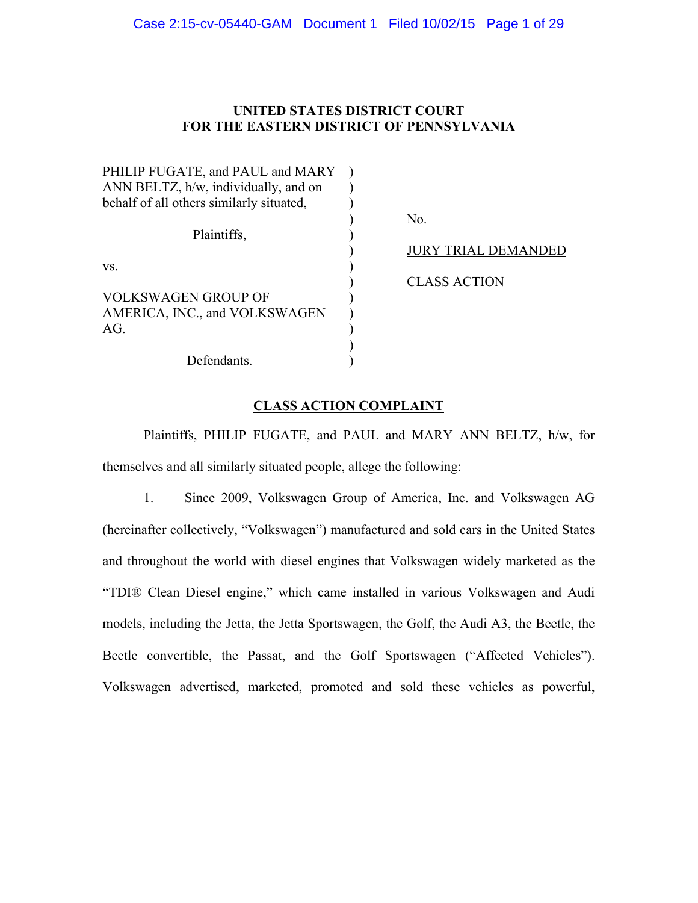**UNITED STATES DISTRICT COURT**
**FOR THE EASTERN DISTRICT OF PENNSYLVANIA**

| | | |
|---|---|---|
| PHILIP FUGATE, and PAUL and MARY ANN BELTZ, h/w, individually, and on behalf of all others similarly situated, | ) | No. |
| Plaintiffs, | ) | JURY TRIAL DEMANDED |
| vs. | ) | CLASS ACTION |
| VOLKSWAGEN GROUP OF AMERICA, INC., and VOLKSWAGEN AG. | ) | |
| Defendants. | ) | |

## CLASS ACTION COMPLAINT

Plaintiffs, PHILIP FUGATE, and PAUL and MARY ANN BELTZ, h/w, for themselves and all similarly situated people, allege the following:

1. Since 2009, Volkswagen Group of America, Inc. and Volkswagen AG (hereinafter collectively, "Volkswagen") manufactured and sold cars in the United States and throughout the world with diesel engines that Volkswagen widely marketed as the "TDI® Clean Diesel engine," which came installed in various Volkswagen and Audi models, including the Jetta, the Jetta Sportswagen, the Golf, the Audi A3, the Beetle, the Beetle convertible, the Passat, and the Golf Sportswagen ("Affected Vehicles"). Volkswagen advertised, marketed, promoted and sold these vehicles as powerful,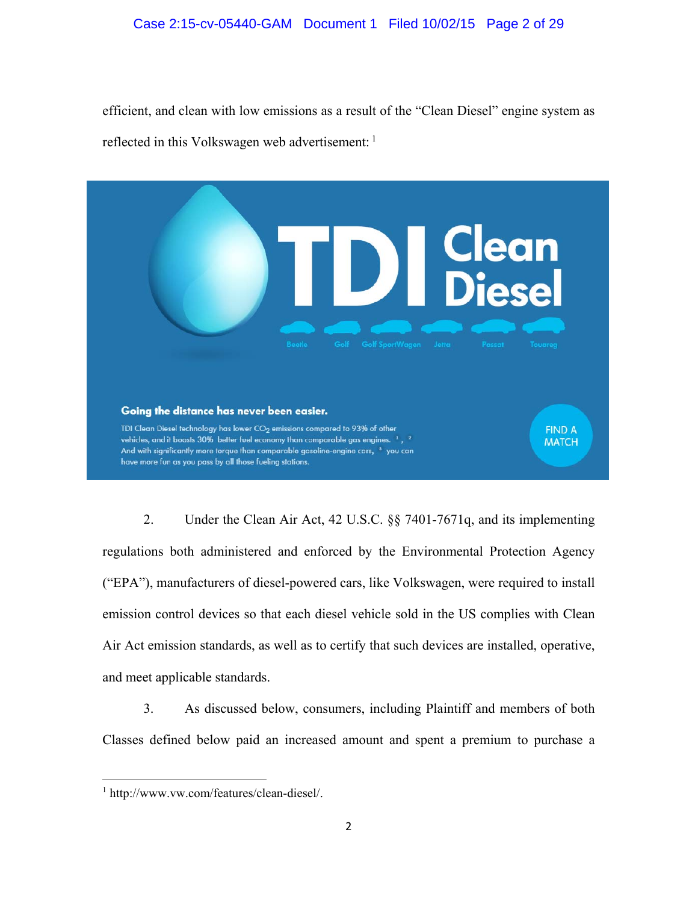efficient, and clean with low emissions as a result of the "Clean Diesel" engine system as reflected in this Volkswagen web advertisement: [1]

**TDI Clean Diesel**

Beetle Golf Golf SportWagen Jetta Passat Touareg

**Going the distance has never been easier.**

TDI Clean Diesel technology has lower $CO_2$ emissions compared to 93% of other vehicles, and it boasts 30% better fuel economy than comparable gas engines. [1], [2] And with significantly more torque than comparable gasoline-engine cars, [3] you can have more fun as you pass by all those fueling stations.

FIND A MATCH

2. Under the Clean Air Act, 42 U.S.C. §§ 7401-7671q, and its implementing regulations both administered and enforced by the Environmental Protection Agency ("EPA"), manufacturers of diesel-powered cars, like Volkswagen, were required to install emission control devices so that each diesel vehicle sold in the US complies with Clean Air Act emission standards, as well as to certify that such devices are installed, operative, and meet applicable standards.

3. As discussed below, consumers, including Plaintiff and members of both Classes defined below paid an increased amount and spent a premium to purchase a

---

[1] http://www.vw.com/features/clean-diesel/.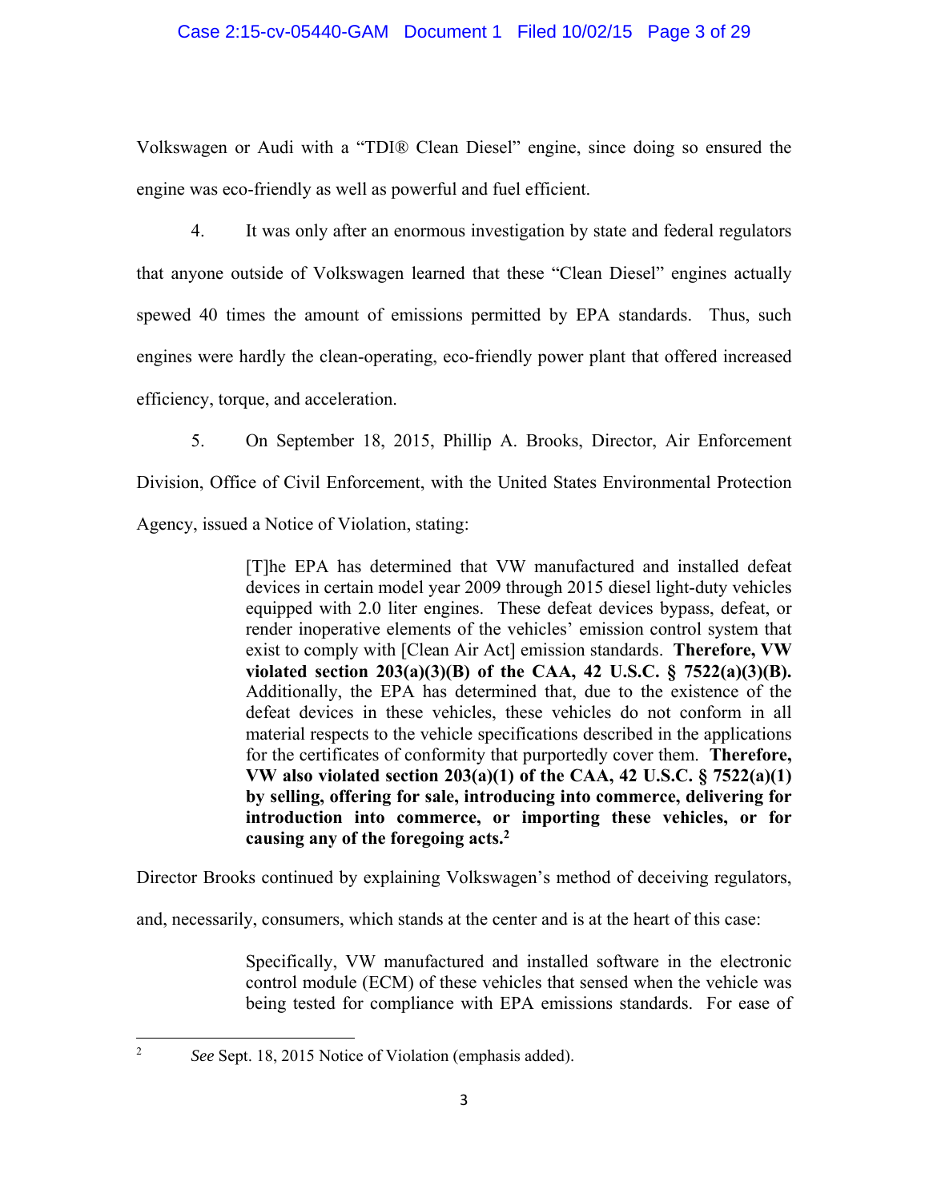Volkswagen or Audi with a "TDI® Clean Diesel" engine, since doing so ensured the engine was eco-friendly as well as powerful and fuel efficient.

4. It was only after an enormous investigation by state and federal regulators that anyone outside of Volkswagen learned that these "Clean Diesel" engines actually spewed 40 times the amount of emissions permitted by EPA standards. Thus, such engines were hardly the clean-operating, eco-friendly power plant that offered increased efficiency, torque, and acceleration.

5. On September 18, 2015, Phillip A. Brooks, Director, Air Enforcement Division, Office of Civil Enforcement, with the United States Environmental Protection Agency, issued a Notice of Violation, stating:

> [T]he EPA has determined that VW manufactured and installed defeat devices in certain model year 2009 through 2015 diesel light-duty vehicles equipped with 2.0 liter engines. These defeat devices bypass, defeat, or render inoperative elements of the vehicles' emission control system that exist to comply with [Clean Air Act] emission standards. **Therefore, VW violated section 203(a)(3)(B) of the CAA, 42 U.S.C. § 7522(a)(3)(B).** Additionally, the EPA has determined that, due to the existence of the defeat devices in these vehicles, these vehicles do not conform in all material respects to the vehicle specifications described in the applications for the certificates of conformity that purportedly cover them. **Therefore, VW also violated section 203(a)(1) of the CAA, 42 U.S.C. § 7522(a)(1) by selling, offering for sale, introducing into commerce, delivering for introduction into commerce, or importing these vehicles, or for causing any of the foregoing acts.**[2]

Director Brooks continued by explaining Volkswagen's method of deceiving regulators, and, necessarily, consumers, which stands at the center and is at the heart of this case:

> Specifically, VW manufactured and installed software in the electronic control module (ECM) of these vehicles that sensed when the vehicle was being tested for compliance with EPA emissions standards. For ease of

---

[2] *See* Sept. 18, 2015 Notice of Violation (emphasis added).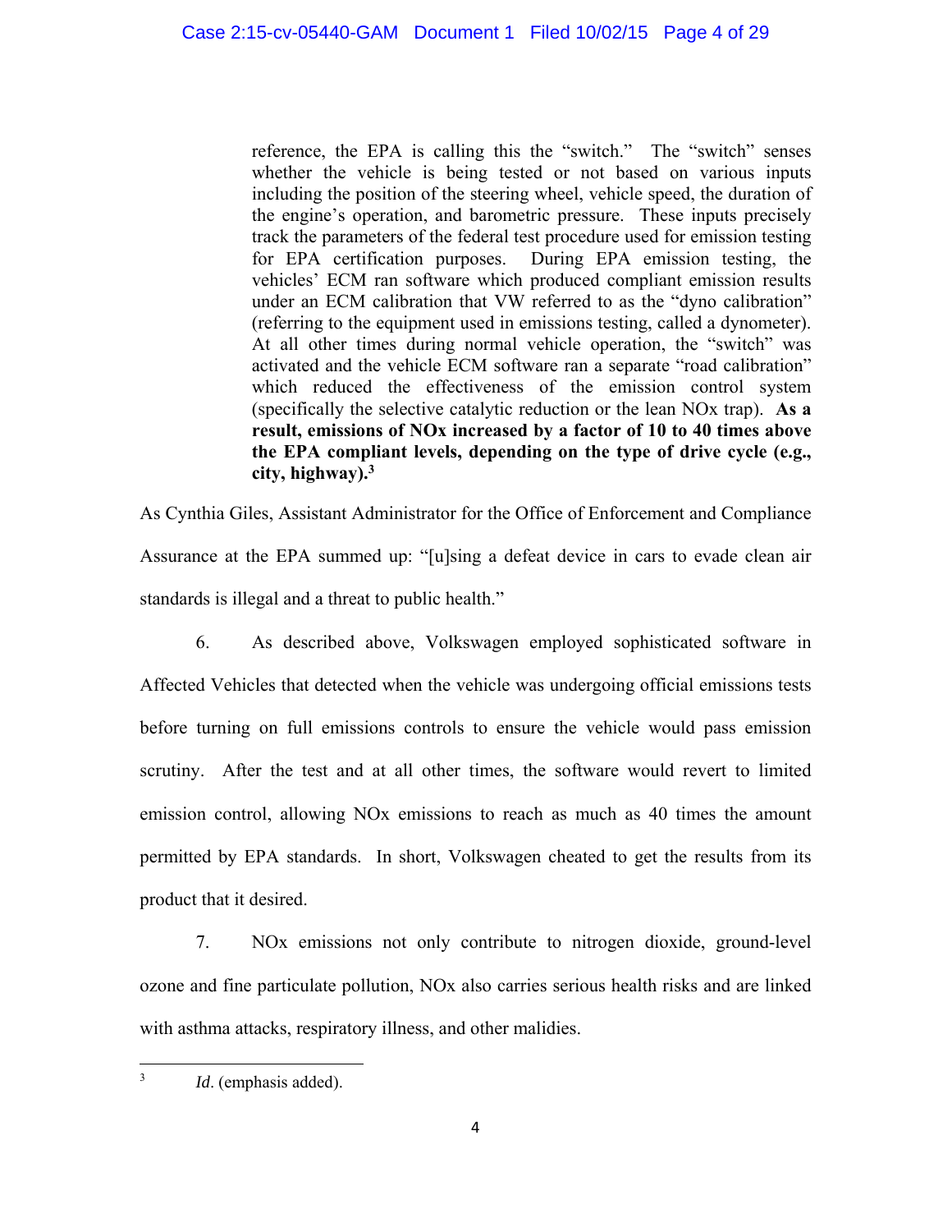> reference, the EPA is calling this the "switch." The "switch" senses whether the vehicle is being tested or not based on various inputs including the position of the steering wheel, vehicle speed, the duration of the engine's operation, and barometric pressure. These inputs precisely track the parameters of the federal test procedure used for emission testing for EPA certification purposes. During EPA emission testing, the vehicles' ECM ran software which produced compliant emission results under an ECM calibration that VW referred to as the "dyno calibration" (referring to the equipment used in emissions testing, called a dynometer). At all other times during normal vehicle operation, the "switch" was activated and the vehicle ECM software ran a separate "road calibration" which reduced the effectiveness of the emission control system (specifically the selective catalytic reduction or the lean NOx trap). **As a result, emissions of NOx increased by a factor of 10 to 40 times above the EPA compliant levels, depending on the type of drive cycle (e.g., city, highway).**[3]

As Cynthia Giles, Assistant Administrator for the Office of Enforcement and Compliance Assurance at the EPA summed up: "[u]sing a defeat device in cars to evade clean air standards is illegal and a threat to public health."

6. As described above, Volkswagen employed sophisticated software in Affected Vehicles that detected when the vehicle was undergoing official emissions tests before turning on full emissions controls to ensure the vehicle would pass emission scrutiny. After the test and at all other times, the software would revert to limited emission control, allowing NOx emissions to reach as much as 40 times the amount permitted by EPA standards. In short, Volkswagen cheated to get the results from its product that it desired.

7. NOx emissions not only contribute to nitrogen dioxide, ground-level ozone and fine particulate pollution, NOx also carries serious health risks and are linked with asthma attacks, respiratory illness, and other malidies.

---

[3] *Id*. (emphasis added).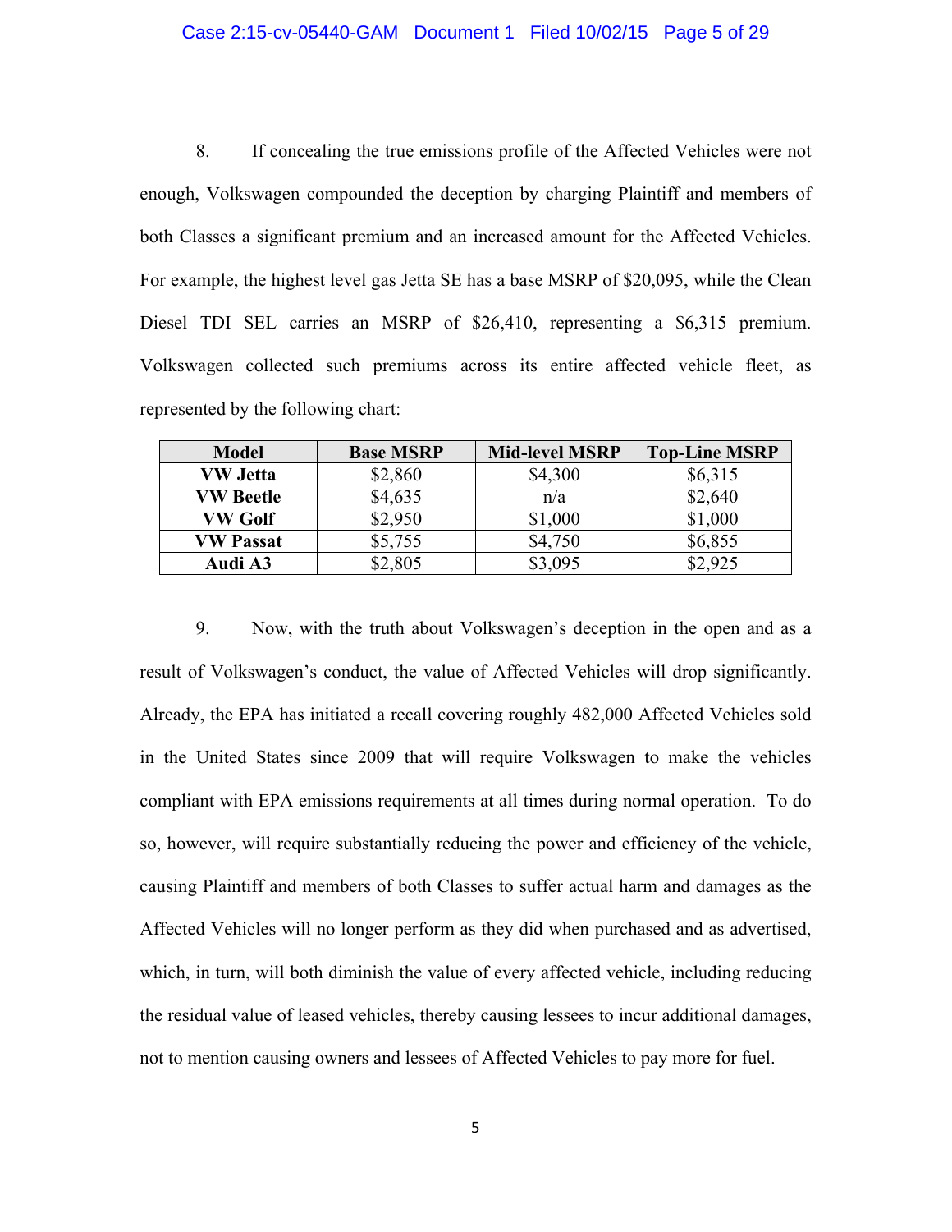8. If concealing the true emissions profile of the Affected Vehicles were not enough, Volkswagen compounded the deception by charging Plaintiff and members of both Classes a significant premium and an increased amount for the Affected Vehicles. For example, the highest level gas Jetta SE has a base MSRP of $20,095, while the Clean Diesel TDI SEL carries an MSRP of $26,410, representing a $6,315 premium. Volkswagen collected such premiums across its entire affected vehicle fleet, as represented by the following chart:

| Model | Base MSRP | Mid-level MSRP | Top-Line MSRP |
|---|---|---|---|
| **VW Jetta** | $2,860 | $4,300 | $6,315 |
| **VW Beetle** | $4,635 | n/a | $2,640 |
| **VW Golf** | $2,950 | $1,000 | $1,000 |
| **VW Passat** | $5,755 | $4,750 | $6,855 |
| **Audi A3** | $2,805 | $3,095 | $2,925 |

9. Now, with the truth about Volkswagen's deception in the open and as a result of Volkswagen's conduct, the value of Affected Vehicles will drop significantly. Already, the EPA has initiated a recall covering roughly 482,000 Affected Vehicles sold in the United States since 2009 that will require Volkswagen to make the vehicles compliant with EPA emissions requirements at all times during normal operation. To do so, however, will require substantially reducing the power and efficiency of the vehicle, causing Plaintiff and members of both Classes to suffer actual harm and damages as the Affected Vehicles will no longer perform as they did when purchased and as advertised, which, in turn, will both diminish the value of every affected vehicle, including reducing the residual value of leased vehicles, thereby causing lessees to incur additional damages, not to mention causing owners and lessees of Affected Vehicles to pay more for fuel.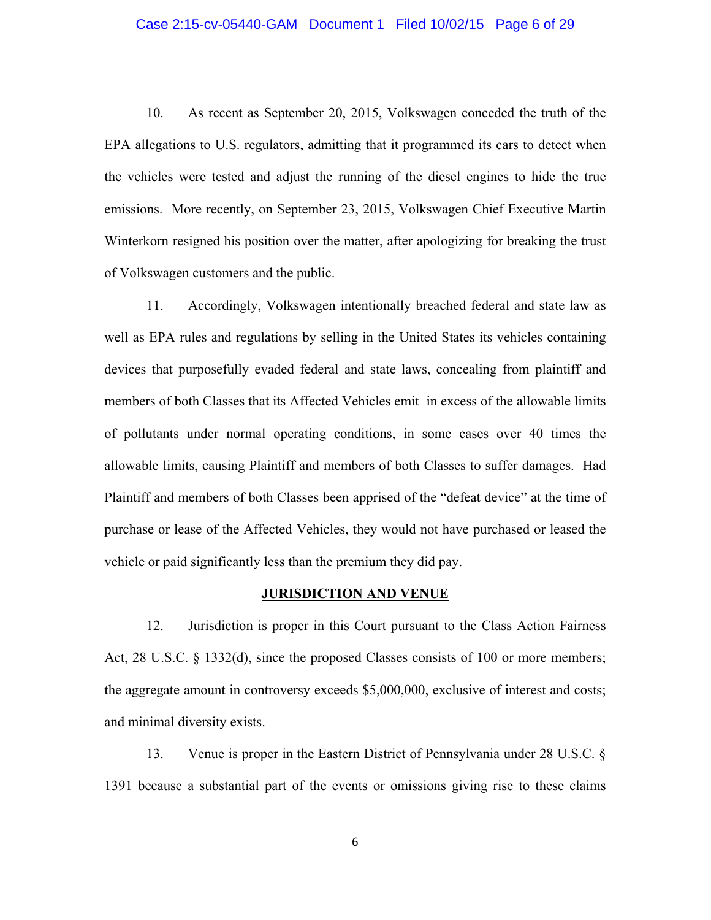10. As recent as September 20, 2015, Volkswagen conceded the truth of the EPA allegations to U.S. regulators, admitting that it programmed its cars to detect when the vehicles were tested and adjust the running of the diesel engines to hide the true emissions. More recently, on September 23, 2015, Volkswagen Chief Executive Martin Winterkorn resigned his position over the matter, after apologizing for breaking the trust of Volkswagen customers and the public.

11. Accordingly, Volkswagen intentionally breached federal and state law as well as EPA rules and regulations by selling in the United States its vehicles containing devices that purposefully evaded federal and state laws, concealing from plaintiff and members of both Classes that its Affected Vehicles emit in excess of the allowable limits of pollutants under normal operating conditions, in some cases over 40 times the allowable limits, causing Plaintiff and members of both Classes to suffer damages. Had Plaintiff and members of both Classes been apprised of the "defeat device" at the time of purchase or lease of the Affected Vehicles, they would not have purchased or leased the vehicle or paid significantly less than the premium they did pay.

## JURISDICTION AND VENUE

12. Jurisdiction is proper in this Court pursuant to the Class Action Fairness Act, 28 U.S.C. § 1332(d), since the proposed Classes consists of 100 or more members; the aggregate amount in controversy exceeds $5,000,000, exclusive of interest and costs; and minimal diversity exists.

13. Venue is proper in the Eastern District of Pennsylvania under 28 U.S.C. § 1391 because a substantial part of the events or omissions giving rise to these claims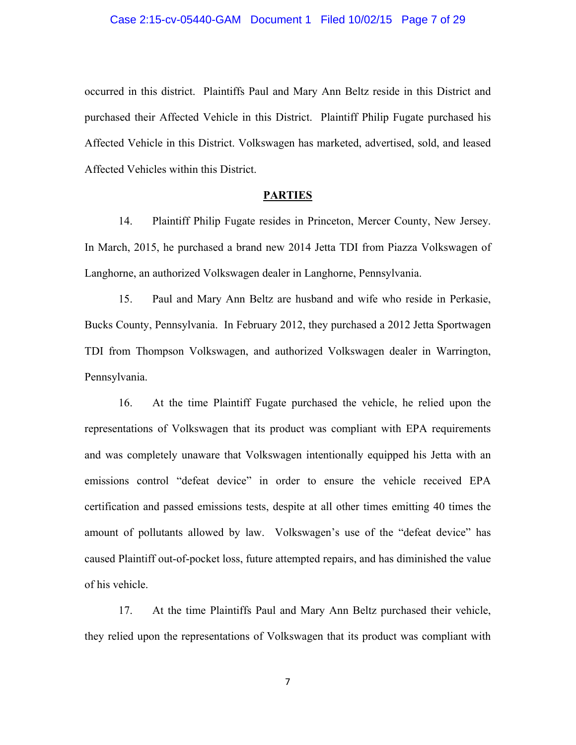occurred in this district. Plaintiffs Paul and Mary Ann Beltz reside in this District and purchased their Affected Vehicle in this District. Plaintiff Philip Fugate purchased his Affected Vehicle in this District. Volkswagen has marketed, advertised, sold, and leased Affected Vehicles within this District.

## PARTIES

14. Plaintiff Philip Fugate resides in Princeton, Mercer County, New Jersey. In March, 2015, he purchased a brand new 2014 Jetta TDI from Piazza Volkswagen of Langhorne, an authorized Volkswagen dealer in Langhorne, Pennsylvania.

15. Paul and Mary Ann Beltz are husband and wife who reside in Perkasie, Bucks County, Pennsylvania. In February 2012, they purchased a 2012 Jetta Sportwagen TDI from Thompson Volkswagen, and authorized Volkswagen dealer in Warrington, Pennsylvania.

16. At the time Plaintiff Fugate purchased the vehicle, he relied upon the representations of Volkswagen that its product was compliant with EPA requirements and was completely unaware that Volkswagen intentionally equipped his Jetta with an emissions control "defeat device" in order to ensure the vehicle received EPA certification and passed emissions tests, despite at all other times emitting 40 times the amount of pollutants allowed by law. Volkswagen's use of the "defeat device" has caused Plaintiff out-of-pocket loss, future attempted repairs, and has diminished the value of his vehicle.

17. At the time Plaintiffs Paul and Mary Ann Beltz purchased their vehicle, they relied upon the representations of Volkswagen that its product was compliant with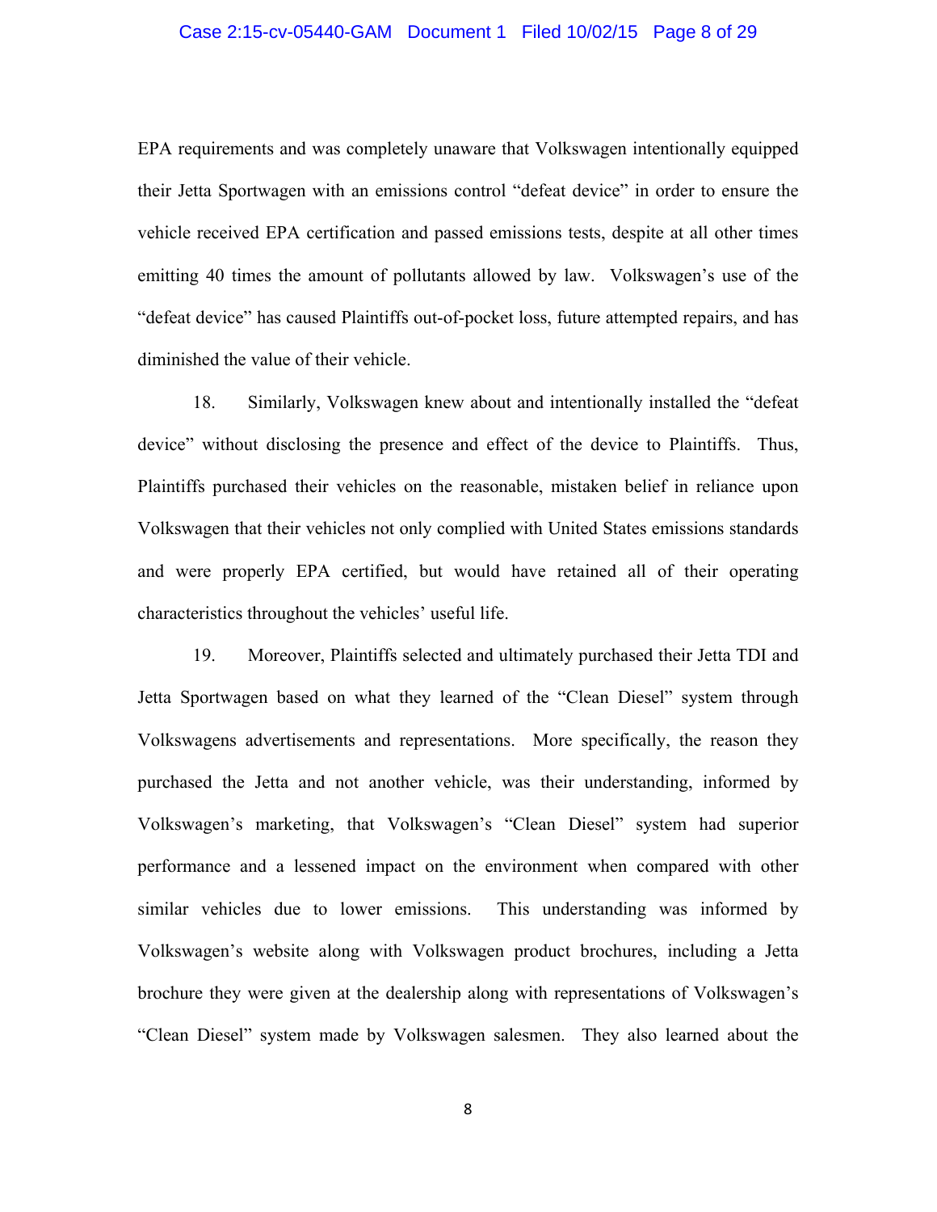EPA requirements and was completely unaware that Volkswagen intentionally equipped their Jetta Sportwagen with an emissions control "defeat device" in order to ensure the vehicle received EPA certification and passed emissions tests, despite at all other times emitting 40 times the amount of pollutants allowed by law. Volkswagen's use of the "defeat device" has caused Plaintiffs out-of-pocket loss, future attempted repairs, and has diminished the value of their vehicle.

18. Similarly, Volkswagen knew about and intentionally installed the "defeat device" without disclosing the presence and effect of the device to Plaintiffs. Thus, Plaintiffs purchased their vehicles on the reasonable, mistaken belief in reliance upon Volkswagen that their vehicles not only complied with United States emissions standards and were properly EPA certified, but would have retained all of their operating characteristics throughout the vehicles' useful life.

19. Moreover, Plaintiffs selected and ultimately purchased their Jetta TDI and Jetta Sportwagen based on what they learned of the "Clean Diesel" system through Volkswagens advertisements and representations. More specifically, the reason they purchased the Jetta and not another vehicle, was their understanding, informed by Volkswagen's marketing, that Volkswagen's "Clean Diesel" system had superior performance and a lessened impact on the environment when compared with other similar vehicles due to lower emissions. This understanding was informed by Volkswagen's website along with Volkswagen product brochures, including a Jetta brochure they were given at the dealership along with representations of Volkswagen's "Clean Diesel" system made by Volkswagen salesmen. They also learned about the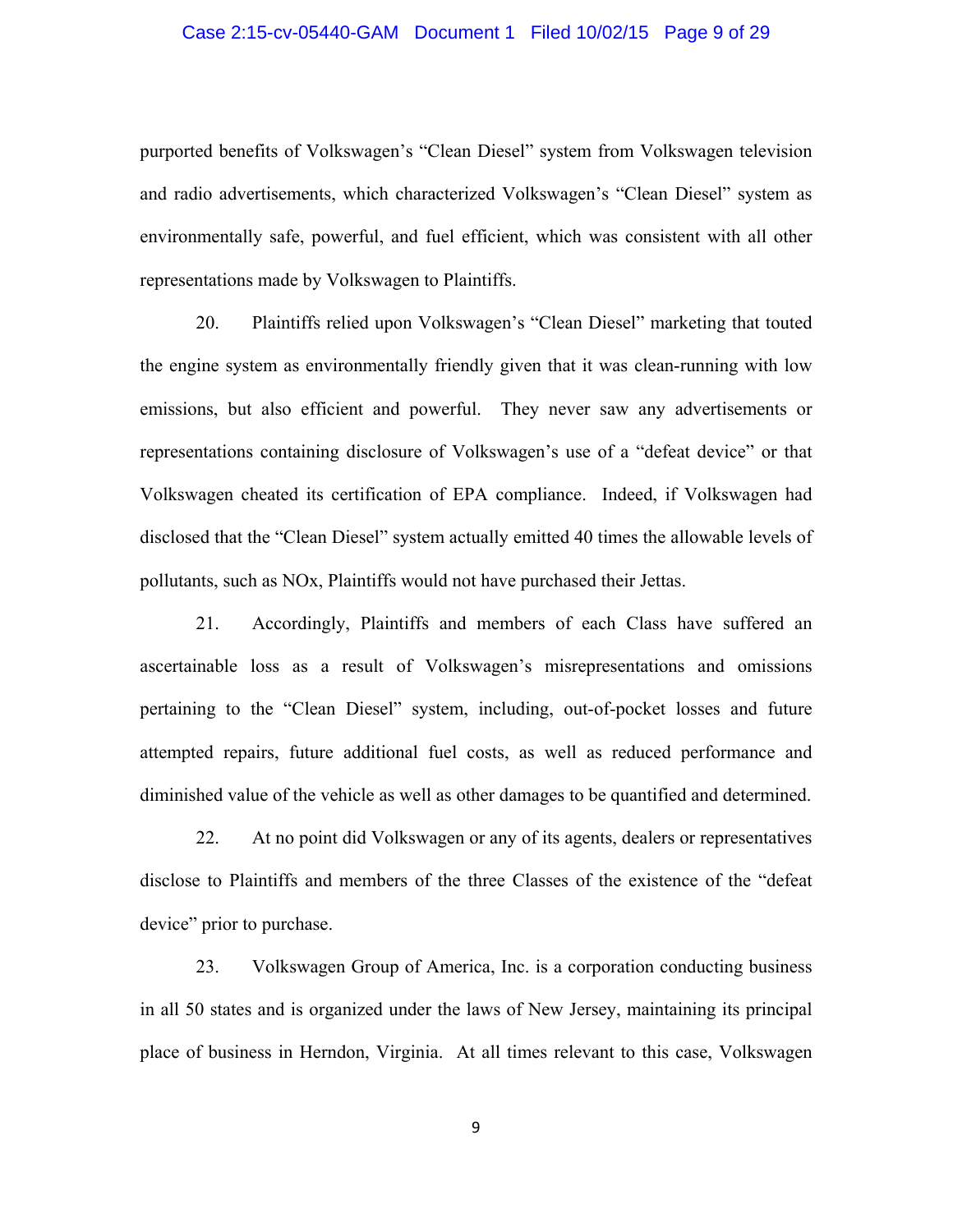purported benefits of Volkswagen's "Clean Diesel" system from Volkswagen television and radio advertisements, which characterized Volkswagen's "Clean Diesel" system as environmentally safe, powerful, and fuel efficient, which was consistent with all other representations made by Volkswagen to Plaintiffs.

20. Plaintiffs relied upon Volkswagen's "Clean Diesel" marketing that touted the engine system as environmentally friendly given that it was clean-running with low emissions, but also efficient and powerful. They never saw any advertisements or representations containing disclosure of Volkswagen's use of a "defeat device" or that Volkswagen cheated its certification of EPA compliance. Indeed, if Volkswagen had disclosed that the "Clean Diesel" system actually emitted 40 times the allowable levels of pollutants, such as NOx, Plaintiffs would not have purchased their Jettas.

21. Accordingly, Plaintiffs and members of each Class have suffered an ascertainable loss as a result of Volkswagen's misrepresentations and omissions pertaining to the "Clean Diesel" system, including, out-of-pocket losses and future attempted repairs, future additional fuel costs, as well as reduced performance and diminished value of the vehicle as well as other damages to be quantified and determined.

22. At no point did Volkswagen or any of its agents, dealers or representatives disclose to Plaintiffs and members of the three Classes of the existence of the "defeat device" prior to purchase.

23. Volkswagen Group of America, Inc. is a corporation conducting business in all 50 states and is organized under the laws of New Jersey, maintaining its principal place of business in Herndon, Virginia. At all times relevant to this case, Volkswagen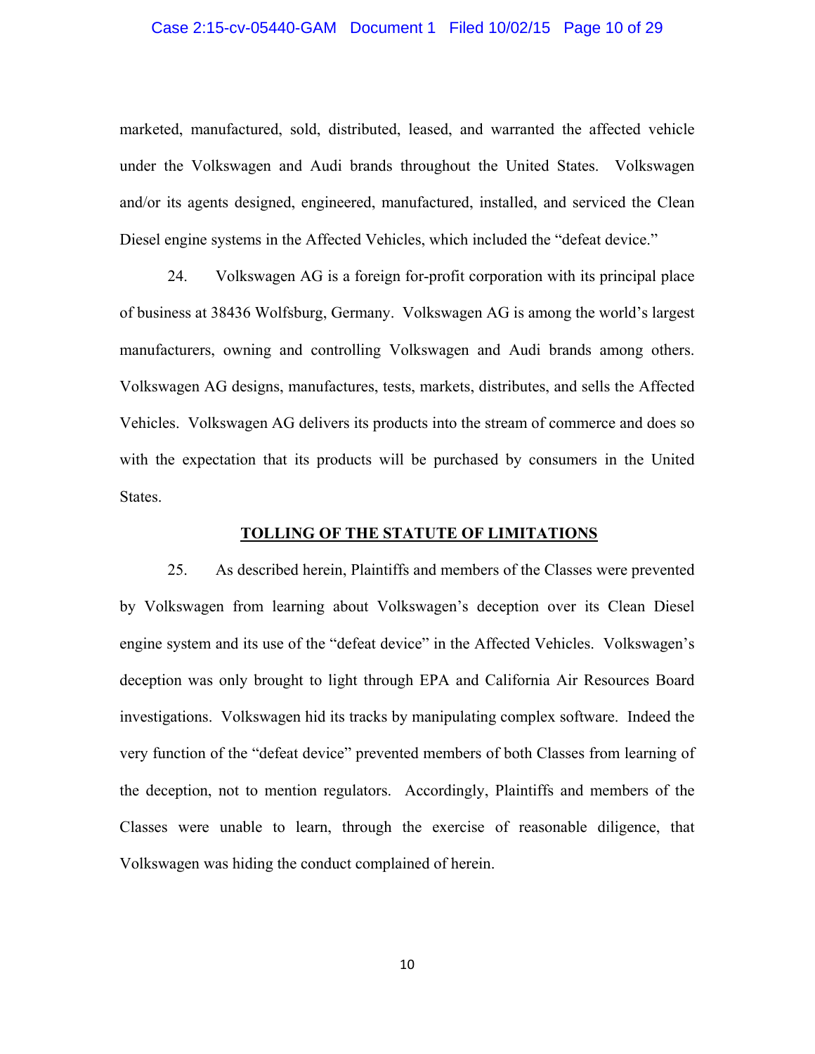marketed, manufactured, sold, distributed, leased, and warranted the affected vehicle under the Volkswagen and Audi brands throughout the United States. Volkswagen and/or its agents designed, engineered, manufactured, installed, and serviced the Clean Diesel engine systems in the Affected Vehicles, which included the "defeat device."

24. Volkswagen AG is a foreign for-profit corporation with its principal place of business at 38436 Wolfsburg, Germany. Volkswagen AG is among the world's largest manufacturers, owning and controlling Volkswagen and Audi brands among others. Volkswagen AG designs, manufactures, tests, markets, distributes, and sells the Affected Vehicles. Volkswagen AG delivers its products into the stream of commerce and does so with the expectation that its products will be purchased by consumers in the United States.

**TOLLING OF THE STATUTE OF LIMITATIONS**

25. As described herein, Plaintiffs and members of the Classes were prevented by Volkswagen from learning about Volkswagen's deception over its Clean Diesel engine system and its use of the "defeat device" in the Affected Vehicles. Volkswagen's deception was only brought to light through EPA and California Air Resources Board investigations. Volkswagen hid its tracks by manipulating complex software. Indeed the very function of the "defeat device" prevented members of both Classes from learning of the deception, not to mention regulators. Accordingly, Plaintiffs and members of the Classes were unable to learn, through the exercise of reasonable diligence, that Volkswagen was hiding the conduct complained of herein.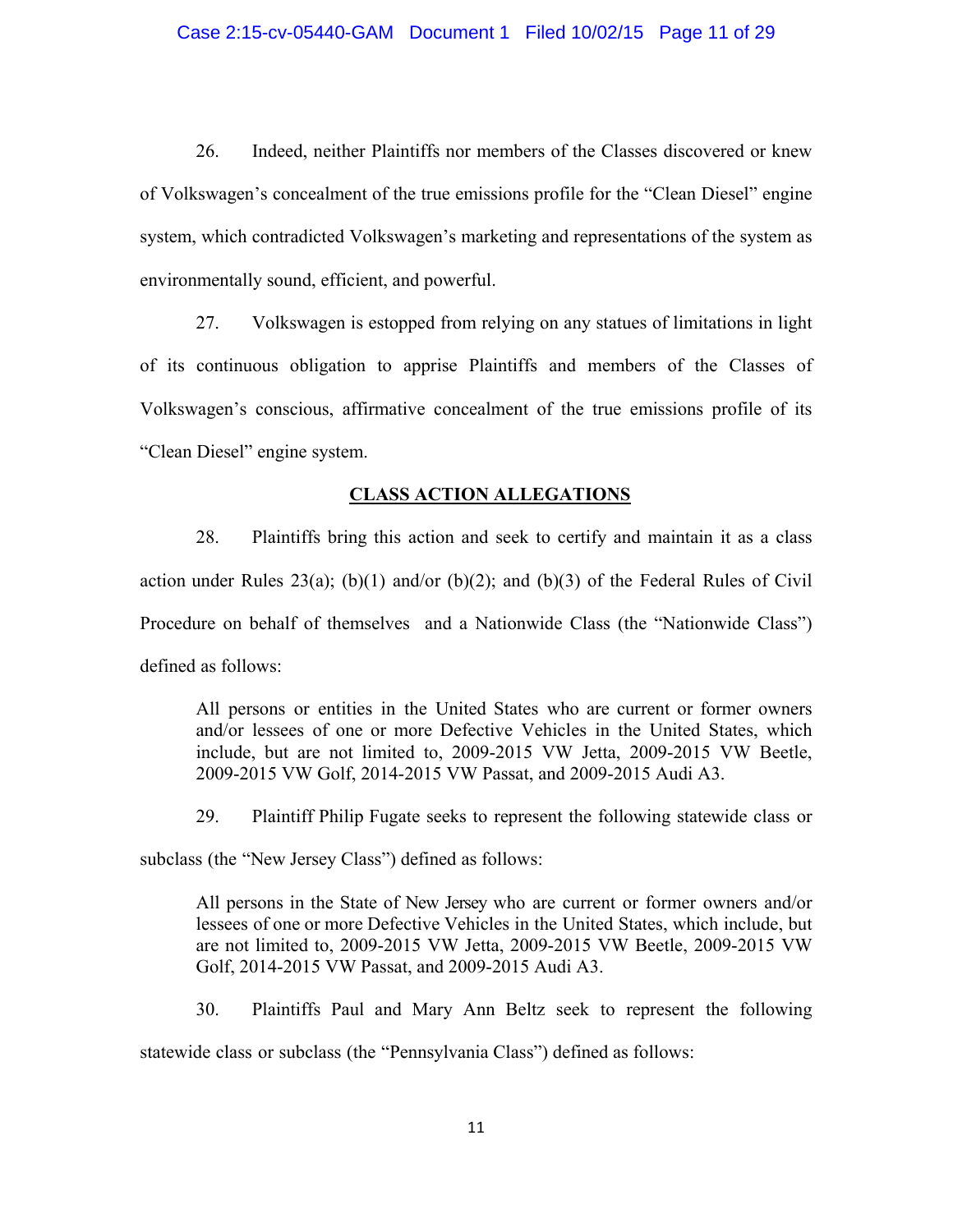26. Indeed, neither Plaintiffs nor members of the Classes discovered or knew of Volkswagen's concealment of the true emissions profile for the "Clean Diesel" engine system, which contradicted Volkswagen's marketing and representations of the system as environmentally sound, efficient, and powerful.

27. Volkswagen is estopped from relying on any statues of limitations in light of its continuous obligation to apprise Plaintiffs and members of the Classes of Volkswagen's conscious, affirmative concealment of the true emissions profile of its "Clean Diesel" engine system.

## CLASS ACTION ALLEGATIONS

28. Plaintiffs bring this action and seek to certify and maintain it as a class action under Rules 23(a); (b)(1) and/or (b)(2); and (b)(3) of the Federal Rules of Civil Procedure on behalf of themselves and a Nationwide Class (the "Nationwide Class") defined as follows:

> All persons or entities in the United States who are current or former owners and/or lessees of one or more Defective Vehicles in the United States, which include, but are not limited to, 2009-2015 VW Jetta, 2009-2015 VW Beetle, 2009-2015 VW Golf, 2014-2015 VW Passat, and 2009-2015 Audi A3.

29. Plaintiff Philip Fugate seeks to represent the following statewide class or subclass (the "New Jersey Class") defined as follows:

> All persons in the State of New Jersey who are current or former owners and/or lessees of one or more Defective Vehicles in the United States, which include, but are not limited to, 2009-2015 VW Jetta, 2009-2015 VW Beetle, 2009-2015 VW Golf, 2014-2015 VW Passat, and 2009-2015 Audi A3.

30. Plaintiffs Paul and Mary Ann Beltz seek to represent the following statewide class or subclass (the "Pennsylvania Class") defined as follows: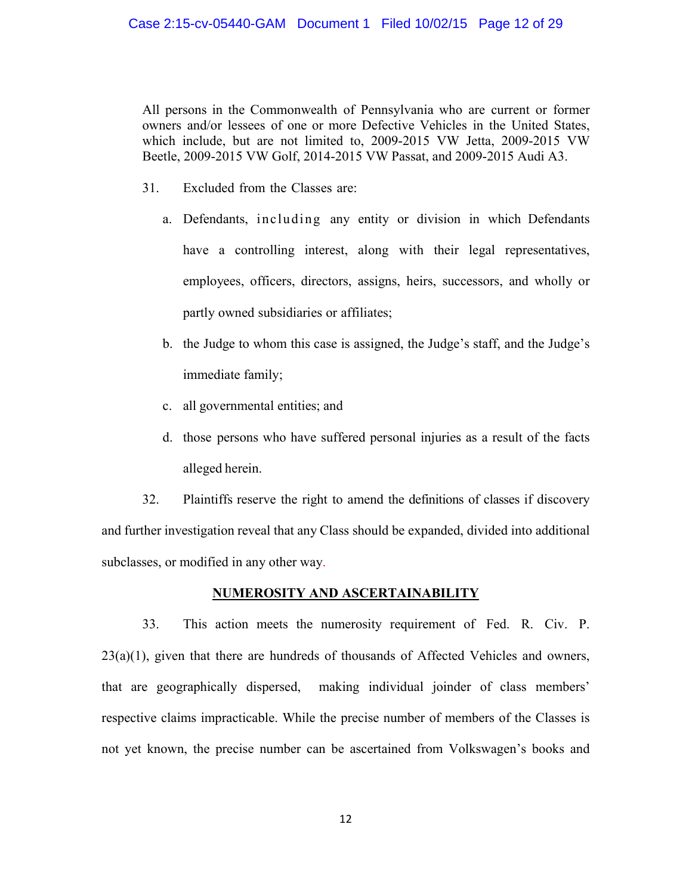All persons in the Commonwealth of Pennsylvania who are current or former owners and/or lessees of one or more Defective Vehicles in the United States, which include, but are not limited to, 2009-2015 VW Jetta, 2009-2015 VW Beetle, 2009-2015 VW Golf, 2014-2015 VW Passat, and 2009-2015 Audi A3.

31. Excluded from the Classes are:

a. Defendants, including any entity or division in which Defendants have a controlling interest, along with their legal representatives, employees, officers, directors, assigns, heirs, successors, and wholly or partly owned subsidiaries or affiliates;

b. the Judge to whom this case is assigned, the Judge's staff, and the Judge's immediate family;

c. all governmental entities; and

d. those persons who have suffered personal injuries as a result of the facts alleged herein.

32. Plaintiffs reserve the right to amend the definitions of classes if discovery and further investigation reveal that any Class should be expanded, divided into additional subclasses, or modified in any other way.

## NUMEROSITY AND ASCERTAINABILITY

33. This action meets the numerosity requirement of Fed. R. Civ. P. 23(a)(1), given that there are hundreds of thousands of Affected Vehicles and owners, that are geographically dispersed, making individual joinder of class members' respective claims impracticable. While the precise number of members of the Classes is not yet known, the precise number can be ascertained from Volkswagen's books and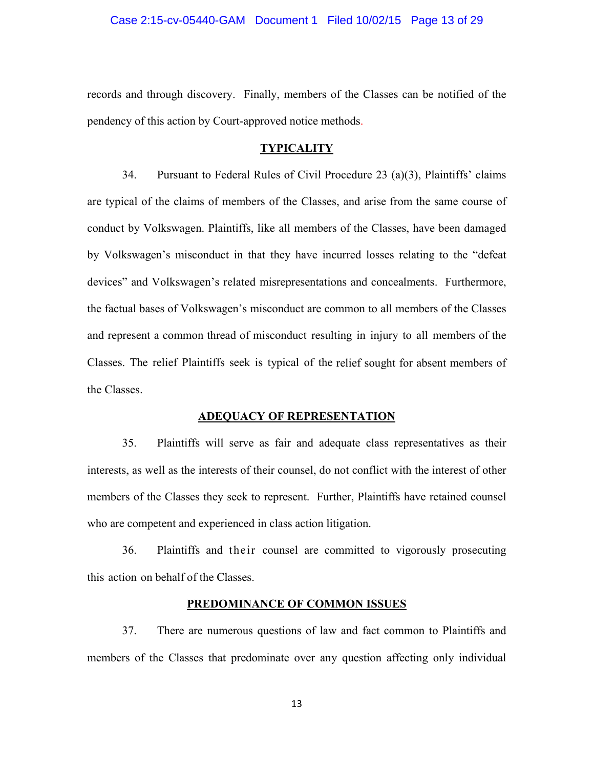records and through discovery. Finally, members of the Classes can be notified of the pendency of this action by Court-approved notice methods.

**TYPICALITY**

34. Pursuant to Federal Rules of Civil Procedure 23 (a)(3), Plaintiffs' claims are typical of the claims of members of the Classes, and arise from the same course of conduct by Volkswagen. Plaintiffs, like all members of the Classes, have been damaged by Volkswagen's misconduct in that they have incurred losses relating to the "defeat devices" and Volkswagen's related misrepresentations and concealments. Furthermore, the factual bases of Volkswagen's misconduct are common to all members of the Classes and represent a common thread of misconduct resulting in injury to all members of the Classes. The relief Plaintiffs seek is typical of the relief sought for absent members of the Classes.

**ADEQUACY OF REPRESENTATION**

35. Plaintiffs will serve as fair and adequate class representatives as their interests, as well as the interests of their counsel, do not conflict with the interest of other members of the Classes they seek to represent. Further, Plaintiffs have retained counsel who are competent and experienced in class action litigation.

36. Plaintiffs and their counsel are committed to vigorously prosecuting this action on behalf of the Classes.

**PREDOMINANCE OF COMMON ISSUES**

37. There are numerous questions of law and fact common to Plaintiffs and members of the Classes that predominate over any question affecting only individual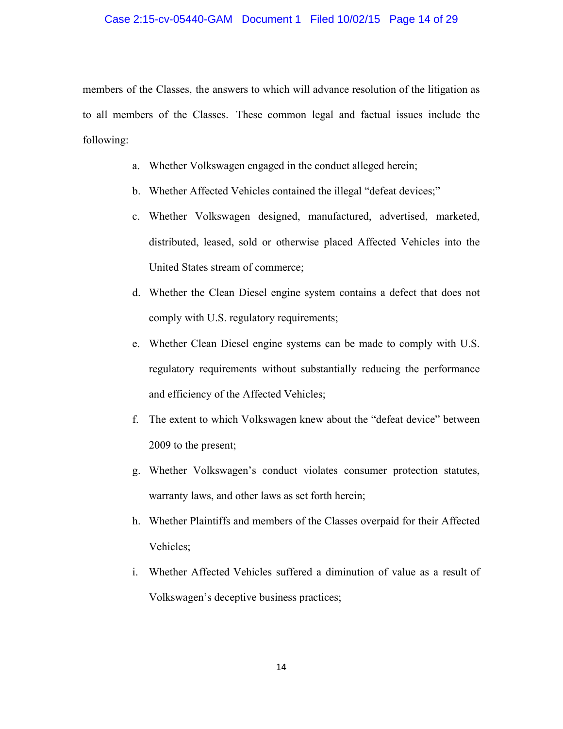members of the Classes, the answers to which will advance resolution of the litigation as to all members of the Classes. These common legal and factual issues include the following:

a. Whether Volkswagen engaged in the conduct alleged herein;

b. Whether Affected Vehicles contained the illegal "defeat devices;"

c. Whether Volkswagen designed, manufactured, advertised, marketed, distributed, leased, sold or otherwise placed Affected Vehicles into the United States stream of commerce;

d. Whether the Clean Diesel engine system contains a defect that does not comply with U.S. regulatory requirements;

e. Whether Clean Diesel engine systems can be made to comply with U.S. regulatory requirements without substantially reducing the performance and efficiency of the Affected Vehicles;

f. The extent to which Volkswagen knew about the "defeat device" between 2009 to the present;

g. Whether Volkswagen's conduct violates consumer protection statutes, warranty laws, and other laws as set forth herein;

h. Whether Plaintiffs and members of the Classes overpaid for their Affected Vehicles;

i. Whether Affected Vehicles suffered a diminution of value as a result of Volkswagen's deceptive business practices;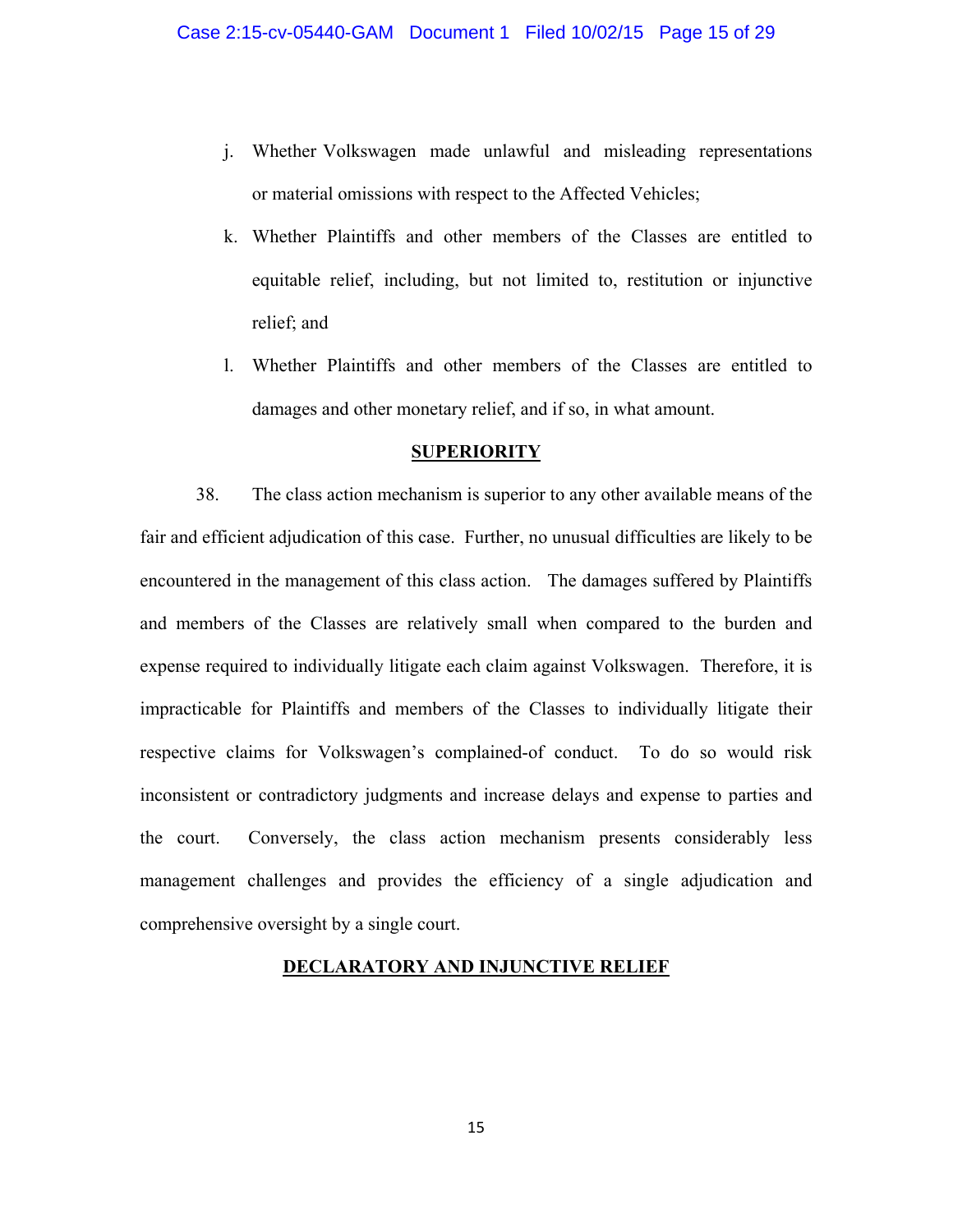j. Whether Volkswagen made unlawful and misleading representations or material omissions with respect to the Affected Vehicles;

k. Whether Plaintiffs and other members of the Classes are entitled to equitable relief, including, but not limited to, restitution or injunctive relief; and

l. Whether Plaintiffs and other members of the Classes are entitled to damages and other monetary relief, and if so, in what amount.

## SUPERIORITY

38. The class action mechanism is superior to any other available means of the fair and efficient adjudication of this case. Further, no unusual difficulties are likely to be encountered in the management of this class action. The damages suffered by Plaintiffs and members of the Classes are relatively small when compared to the burden and expense required to individually litigate each claim against Volkswagen. Therefore, it is impracticable for Plaintiffs and members of the Classes to individually litigate their respective claims for Volkswagen's complained-of conduct. To do so would risk inconsistent or contradictory judgments and increase delays and expense to parties and the court. Conversely, the class action mechanism presents considerably less management challenges and provides the efficiency of a single adjudication and comprehensive oversight by a single court.

## DECLARATORY AND INJUNCTIVE RELIEF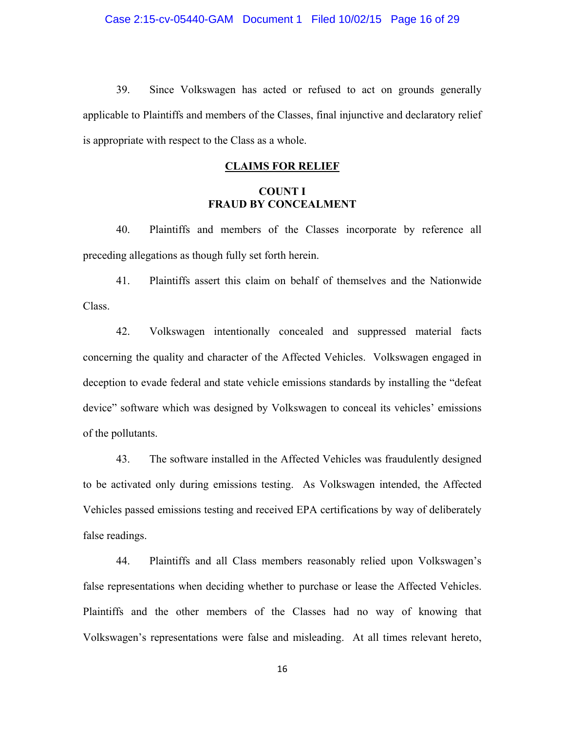39. Since Volkswagen has acted or refused to act on grounds generally applicable to Plaintiffs and members of the Classes, final injunctive and declaratory relief is appropriate with respect to the Class as a whole.

## CLAIMS FOR RELIEF

### COUNT I
### FRAUD BY CONCEALMENT

40. Plaintiffs and members of the Classes incorporate by reference all preceding allegations as though fully set forth herein.

41. Plaintiffs assert this claim on behalf of themselves and the Nationwide Class.

42. Volkswagen intentionally concealed and suppressed material facts concerning the quality and character of the Affected Vehicles. Volkswagen engaged in deception to evade federal and state vehicle emissions standards by installing the "defeat device" software which was designed by Volkswagen to conceal its vehicles' emissions of the pollutants.

43. The software installed in the Affected Vehicles was fraudulently designed to be activated only during emissions testing. As Volkswagen intended, the Affected Vehicles passed emissions testing and received EPA certifications by way of deliberately false readings.

44. Plaintiffs and all Class members reasonably relied upon Volkswagen's false representations when deciding whether to purchase or lease the Affected Vehicles. Plaintiffs and the other members of the Classes had no way of knowing that Volkswagen's representations were false and misleading. At all times relevant hereto,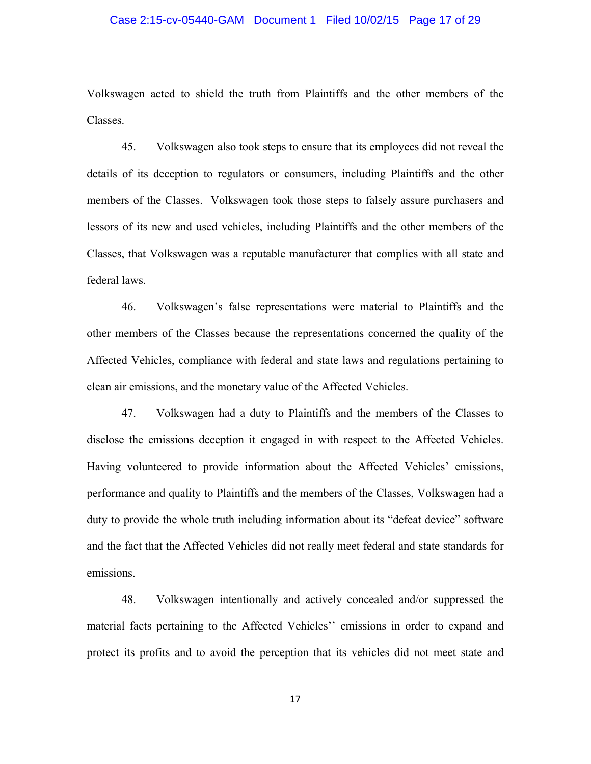Volkswagen acted to shield the truth from Plaintiffs and the other members of the Classes.

45. Volkswagen also took steps to ensure that its employees did not reveal the details of its deception to regulators or consumers, including Plaintiffs and the other members of the Classes. Volkswagen took those steps to falsely assure purchasers and lessors of its new and used vehicles, including Plaintiffs and the other members of the Classes, that Volkswagen was a reputable manufacturer that complies with all state and federal laws.

46. Volkswagen's false representations were material to Plaintiffs and the other members of the Classes because the representations concerned the quality of the Affected Vehicles, compliance with federal and state laws and regulations pertaining to clean air emissions, and the monetary value of the Affected Vehicles.

47. Volkswagen had a duty to Plaintiffs and the members of the Classes to disclose the emissions deception it engaged in with respect to the Affected Vehicles. Having volunteered to provide information about the Affected Vehicles' emissions, performance and quality to Plaintiffs and the members of the Classes, Volkswagen had a duty to provide the whole truth including information about its "defeat device" software and the fact that the Affected Vehicles did not really meet federal and state standards for emissions.

48. Volkswagen intentionally and actively concealed and/or suppressed the material facts pertaining to the Affected Vehicles'' emissions in order to expand and protect its profits and to avoid the perception that its vehicles did not meet state and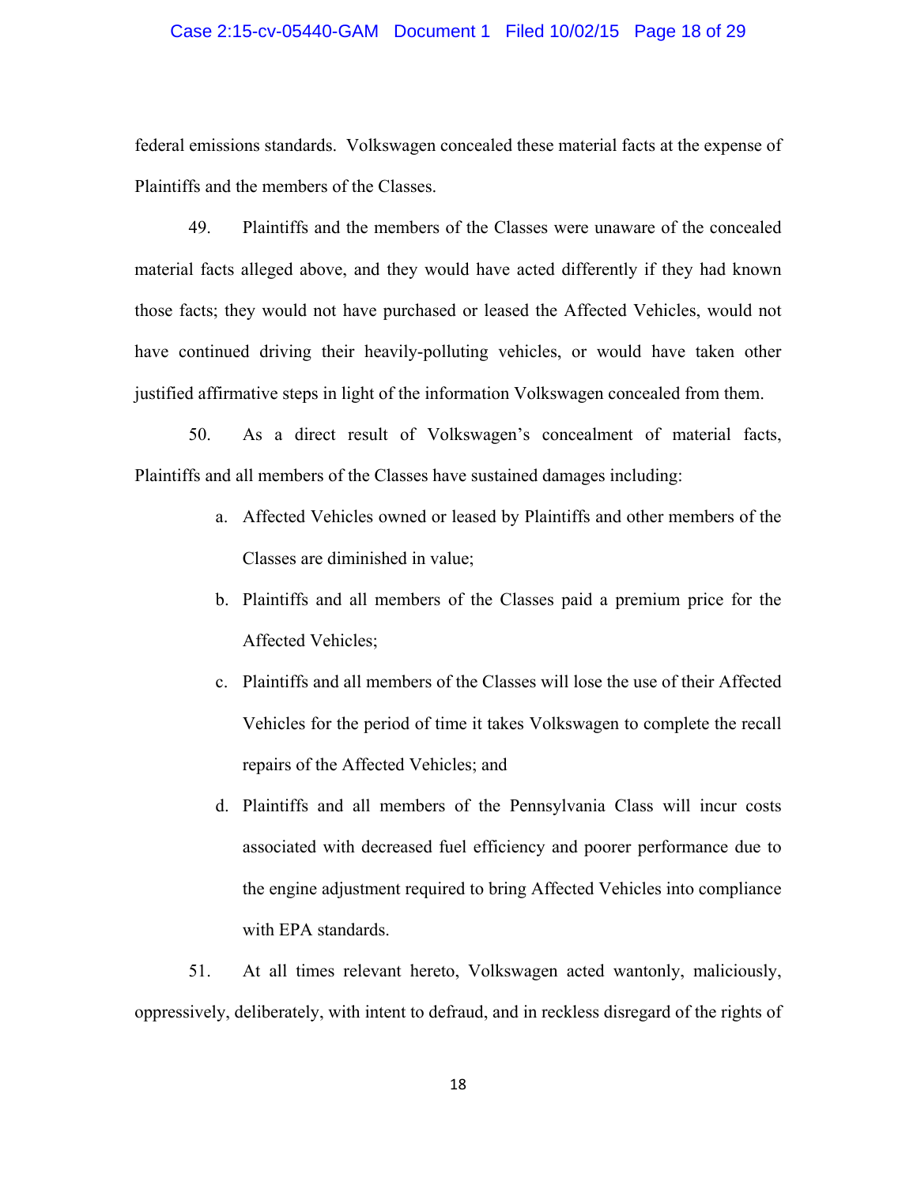federal emissions standards. Volkswagen concealed these material facts at the expense of Plaintiffs and the members of the Classes.

49. Plaintiffs and the members of the Classes were unaware of the concealed material facts alleged above, and they would have acted differently if they had known those facts; they would not have purchased or leased the Affected Vehicles, would not have continued driving their heavily-polluting vehicles, or would have taken other justified affirmative steps in light of the information Volkswagen concealed from them.

50. As a direct result of Volkswagen's concealment of material facts, Plaintiffs and all members of the Classes have sustained damages including:

a. Affected Vehicles owned or leased by Plaintiffs and other members of the Classes are diminished in value;

b. Plaintiffs and all members of the Classes paid a premium price for the Affected Vehicles;

c. Plaintiffs and all members of the Classes will lose the use of their Affected Vehicles for the period of time it takes Volkswagen to complete the recall repairs of the Affected Vehicles; and

d. Plaintiffs and all members of the Pennsylvania Class will incur costs associated with decreased fuel efficiency and poorer performance due to the engine adjustment required to bring Affected Vehicles into compliance with EPA standards.

51. At all times relevant hereto, Volkswagen acted wantonly, maliciously, oppressively, deliberately, with intent to defraud, and in reckless disregard of the rights of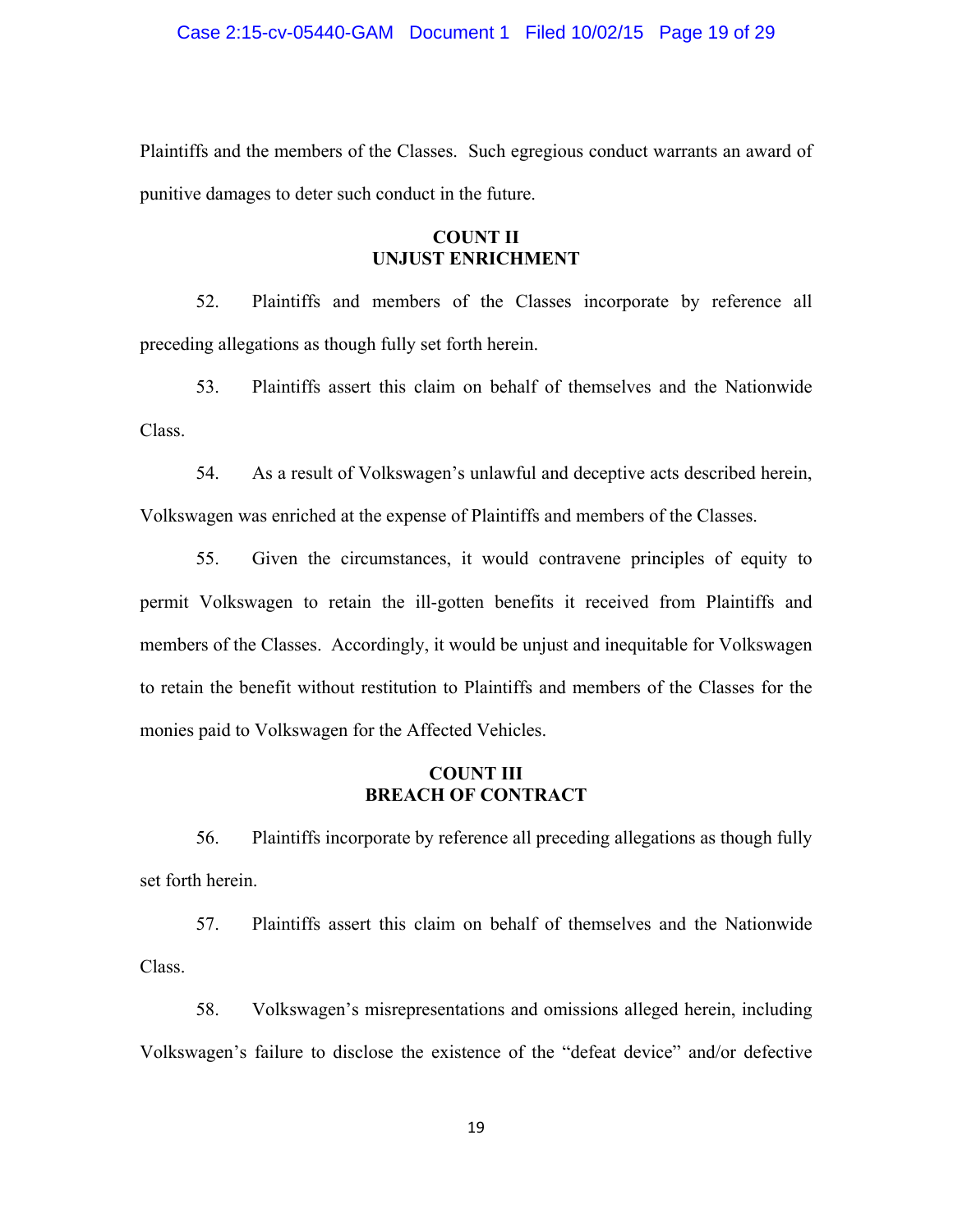Plaintiffs and the members of the Classes. Such egregious conduct warrants an award of punitive damages to deter such conduct in the future.

## COUNT II
## UNJUST ENRICHMENT

52. Plaintiffs and members of the Classes incorporate by reference all preceding allegations as though fully set forth herein.

53. Plaintiffs assert this claim on behalf of themselves and the Nationwide Class.

54. As a result of Volkswagen's unlawful and deceptive acts described herein, Volkswagen was enriched at the expense of Plaintiffs and members of the Classes.

55. Given the circumstances, it would contravene principles of equity to permit Volkswagen to retain the ill-gotten benefits it received from Plaintiffs and members of the Classes. Accordingly, it would be unjust and inequitable for Volkswagen to retain the benefit without restitution to Plaintiffs and members of the Classes for the monies paid to Volkswagen for the Affected Vehicles.

## COUNT III
## BREACH OF CONTRACT

56. Plaintiffs incorporate by reference all preceding allegations as though fully set forth herein.

57. Plaintiffs assert this claim on behalf of themselves and the Nationwide Class.

58. Volkswagen's misrepresentations and omissions alleged herein, including Volkswagen's failure to disclose the existence of the "defeat device" and/or defective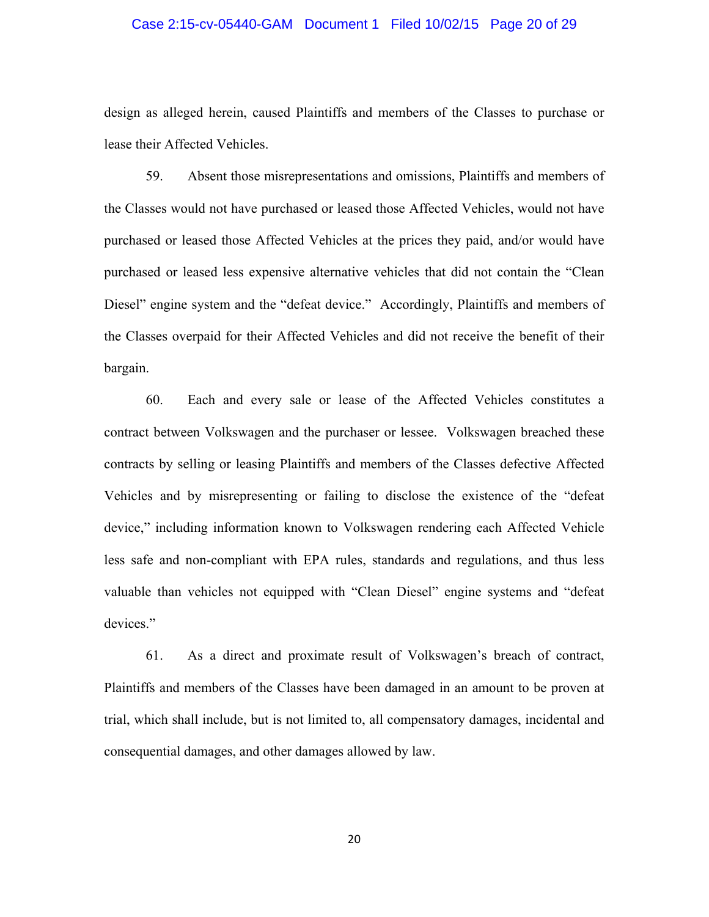design as alleged herein, caused Plaintiffs and members of the Classes to purchase or lease their Affected Vehicles.

59. Absent those misrepresentations and omissions, Plaintiffs and members of the Classes would not have purchased or leased those Affected Vehicles, would not have purchased or leased those Affected Vehicles at the prices they paid, and/or would have purchased or leased less expensive alternative vehicles that did not contain the "Clean Diesel" engine system and the "defeat device." Accordingly, Plaintiffs and members of the Classes overpaid for their Affected Vehicles and did not receive the benefit of their bargain.

60. Each and every sale or lease of the Affected Vehicles constitutes a contract between Volkswagen and the purchaser or lessee. Volkswagen breached these contracts by selling or leasing Plaintiffs and members of the Classes defective Affected Vehicles and by misrepresenting or failing to disclose the existence of the "defeat device," including information known to Volkswagen rendering each Affected Vehicle less safe and non-compliant with EPA rules, standards and regulations, and thus less valuable than vehicles not equipped with "Clean Diesel" engine systems and "defeat devices."

61. As a direct and proximate result of Volkswagen's breach of contract, Plaintiffs and members of the Classes have been damaged in an amount to be proven at trial, which shall include, but is not limited to, all compensatory damages, incidental and consequential damages, and other damages allowed by law.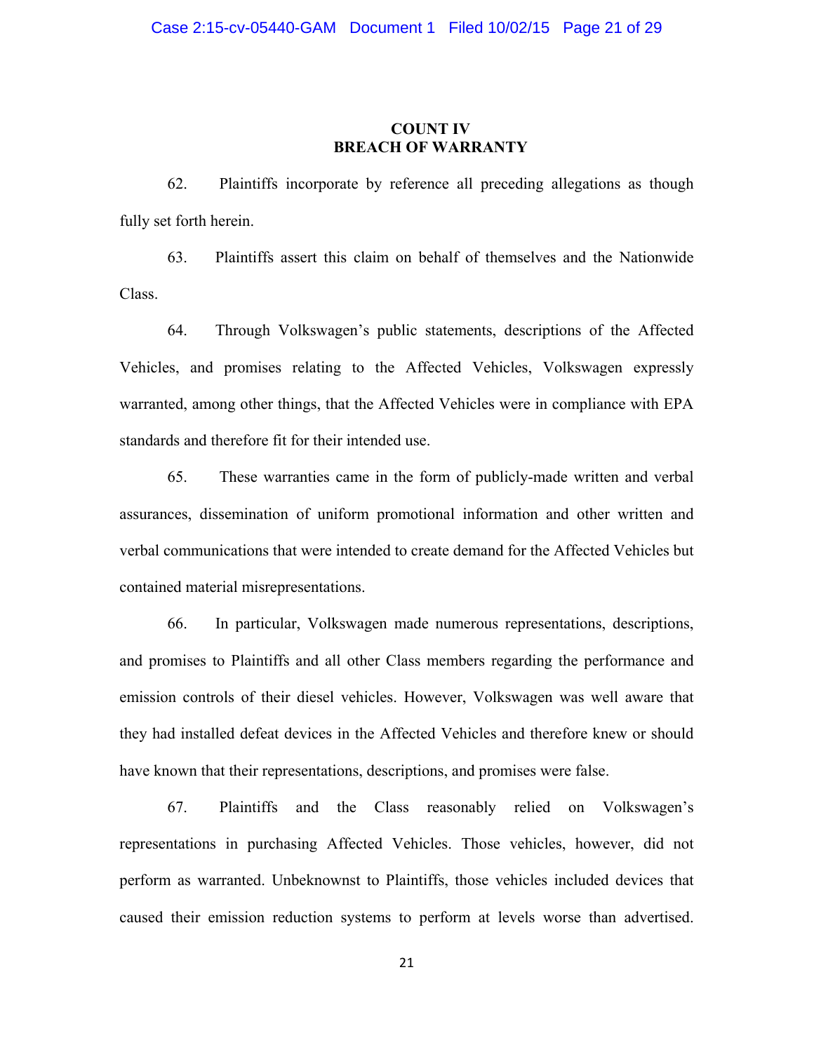## COUNT IV
## BREACH OF WARRANTY

62. Plaintiffs incorporate by reference all preceding allegations as though fully set forth herein.

63. Plaintiffs assert this claim on behalf of themselves and the Nationwide Class.

64. Through Volkswagen's public statements, descriptions of the Affected Vehicles, and promises relating to the Affected Vehicles, Volkswagen expressly warranted, among other things, that the Affected Vehicles were in compliance with EPA standards and therefore fit for their intended use.

65. These warranties came in the form of publicly-made written and verbal assurances, dissemination of uniform promotional information and other written and verbal communications that were intended to create demand for the Affected Vehicles but contained material misrepresentations.

66. In particular, Volkswagen made numerous representations, descriptions, and promises to Plaintiffs and all other Class members regarding the performance and emission controls of their diesel vehicles. However, Volkswagen was well aware that they had installed defeat devices in the Affected Vehicles and therefore knew or should have known that their representations, descriptions, and promises were false.

67. Plaintiffs and the Class reasonably relied on Volkswagen's representations in purchasing Affected Vehicles. Those vehicles, however, did not perform as warranted. Unbeknownst to Plaintiffs, those vehicles included devices that caused their emission reduction systems to perform at levels worse than advertised.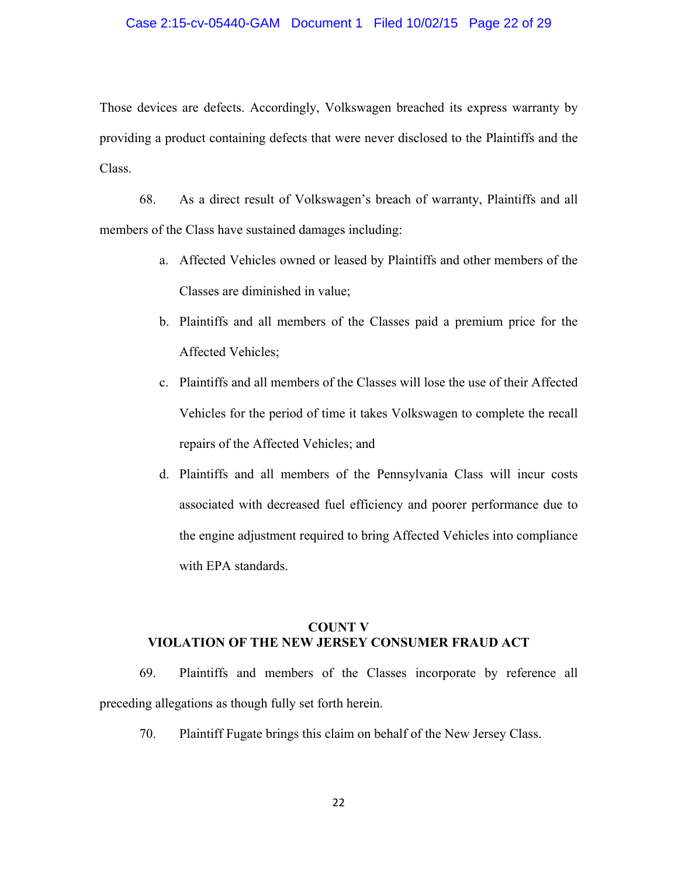Those devices are defects. Accordingly, Volkswagen breached its express warranty by providing a product containing defects that were never disclosed to the Plaintiffs and the Class.

68. As a direct result of Volkswagen's breach of warranty, Plaintiffs and all members of the Class have sustained damages including:

a. Affected Vehicles owned or leased by Plaintiffs and other members of the Classes are diminished in value;

b. Plaintiffs and all members of the Classes paid a premium price for the Affected Vehicles;

c. Plaintiffs and all members of the Classes will lose the use of their Affected Vehicles for the period of time it takes Volkswagen to complete the recall repairs of the Affected Vehicles; and

d. Plaintiffs and all members of the Pennsylvania Class will incur costs associated with decreased fuel efficiency and poorer performance due to the engine adjustment required to bring Affected Vehicles into compliance with EPA standards.

## COUNT V
## VIOLATION OF THE NEW JERSEY CONSUMER FRAUD ACT

69. Plaintiffs and members of the Classes incorporate by reference all preceding allegations as though fully set forth herein.

70. Plaintiff Fugate brings this claim on behalf of the New Jersey Class.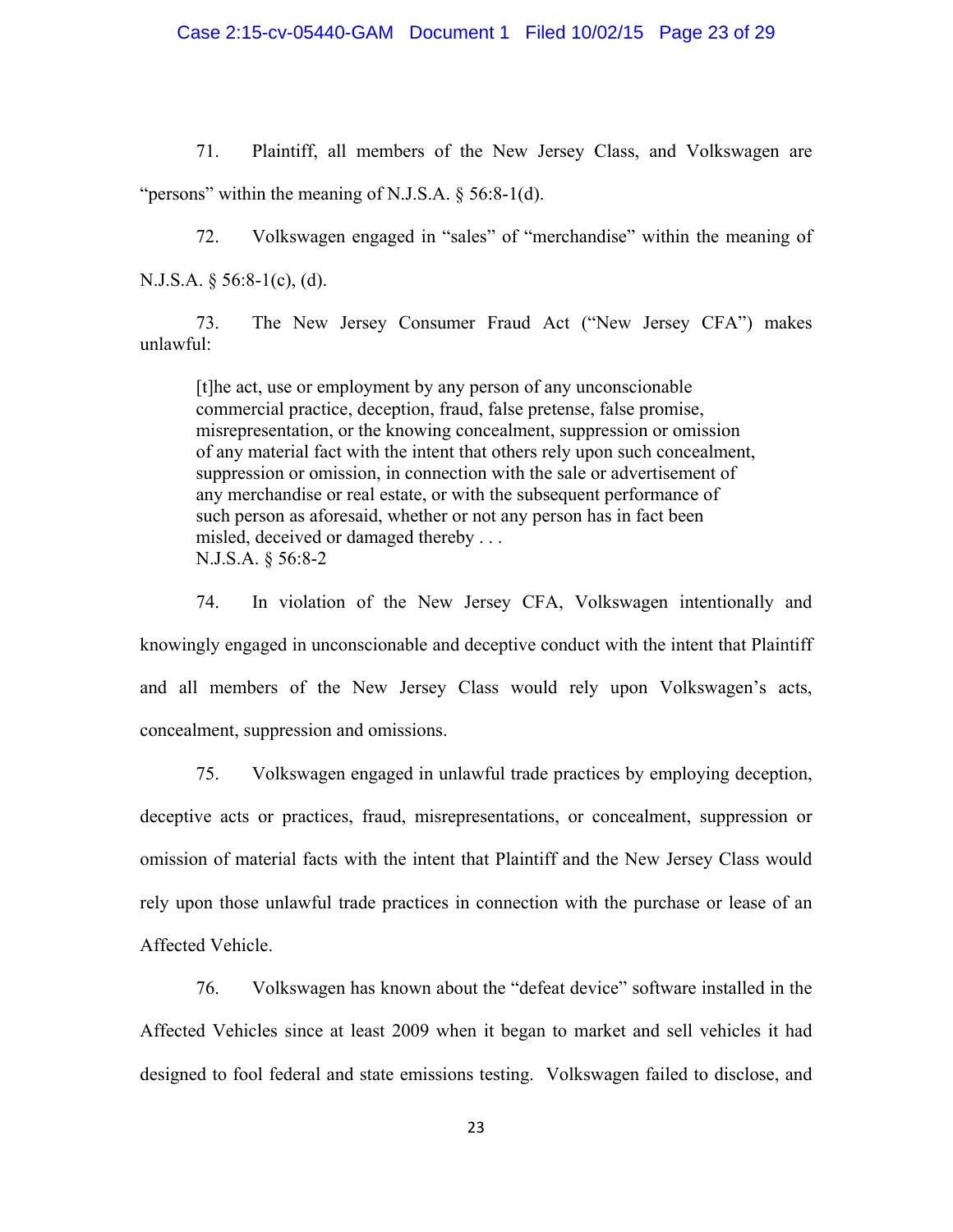71. Plaintiff, all members of the New Jersey Class, and Volkswagen are "persons" within the meaning of N.J.S.A. § 56:8-1(d).

72. Volkswagen engaged in "sales" of "merchandise" within the meaning of N.J.S.A. § 56:8-1(c), (d).

73. The New Jersey Consumer Fraud Act ("New Jersey CFA") makes unlawful:

> [t]he act, use or employment by any person of any unconscionable commercial practice, deception, fraud, false pretense, false promise, misrepresentation, or the knowing concealment, suppression or omission of any material fact with the intent that others rely upon such concealment, suppression or omission, in connection with the sale or advertisement of any merchandise or real estate, or with the subsequent performance of such person as aforesaid, whether or not any person has in fact been misled, deceived or damaged thereby . . .
> N.J.S.A. § 56:8-2

74. In violation of the New Jersey CFA, Volkswagen intentionally and knowingly engaged in unconscionable and deceptive conduct with the intent that Plaintiff and all members of the New Jersey Class would rely upon Volkswagen's acts, concealment, suppression and omissions.

75. Volkswagen engaged in unlawful trade practices by employing deception, deceptive acts or practices, fraud, misrepresentations, or concealment, suppression or omission of material facts with the intent that Plaintiff and the New Jersey Class would rely upon those unlawful trade practices in connection with the purchase or lease of an Affected Vehicle.

76. Volkswagen has known about the "defeat device" software installed in the Affected Vehicles since at least 2009 when it began to market and sell vehicles it had designed to fool federal and state emissions testing. Volkswagen failed to disclose, and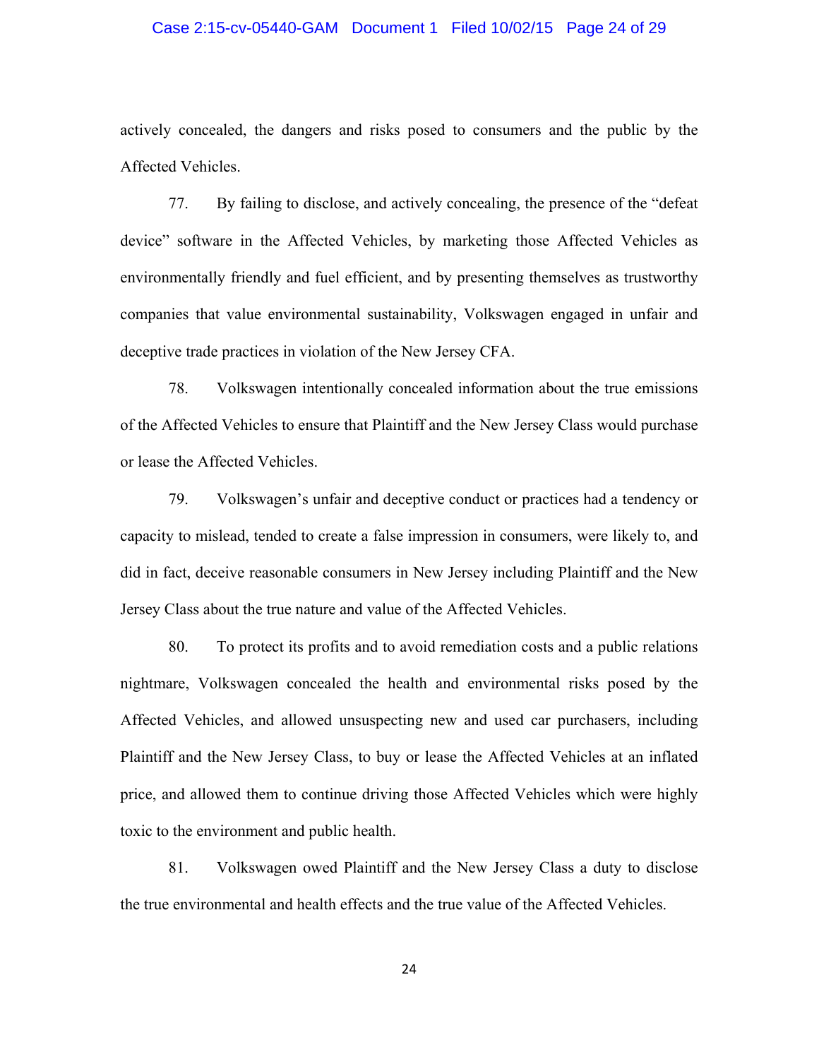actively concealed, the dangers and risks posed to consumers and the public by the Affected Vehicles.

77. By failing to disclose, and actively concealing, the presence of the "defeat device" software in the Affected Vehicles, by marketing those Affected Vehicles as environmentally friendly and fuel efficient, and by presenting themselves as trustworthy companies that value environmental sustainability, Volkswagen engaged in unfair and deceptive trade practices in violation of the New Jersey CFA.

78. Volkswagen intentionally concealed information about the true emissions of the Affected Vehicles to ensure that Plaintiff and the New Jersey Class would purchase or lease the Affected Vehicles.

79. Volkswagen's unfair and deceptive conduct or practices had a tendency or capacity to mislead, tended to create a false impression in consumers, were likely to, and did in fact, deceive reasonable consumers in New Jersey including Plaintiff and the New Jersey Class about the true nature and value of the Affected Vehicles.

80. To protect its profits and to avoid remediation costs and a public relations nightmare, Volkswagen concealed the health and environmental risks posed by the Affected Vehicles, and allowed unsuspecting new and used car purchasers, including Plaintiff and the New Jersey Class, to buy or lease the Affected Vehicles at an inflated price, and allowed them to continue driving those Affected Vehicles which were highly toxic to the environment and public health.

81. Volkswagen owed Plaintiff and the New Jersey Class a duty to disclose the true environmental and health effects and the true value of the Affected Vehicles.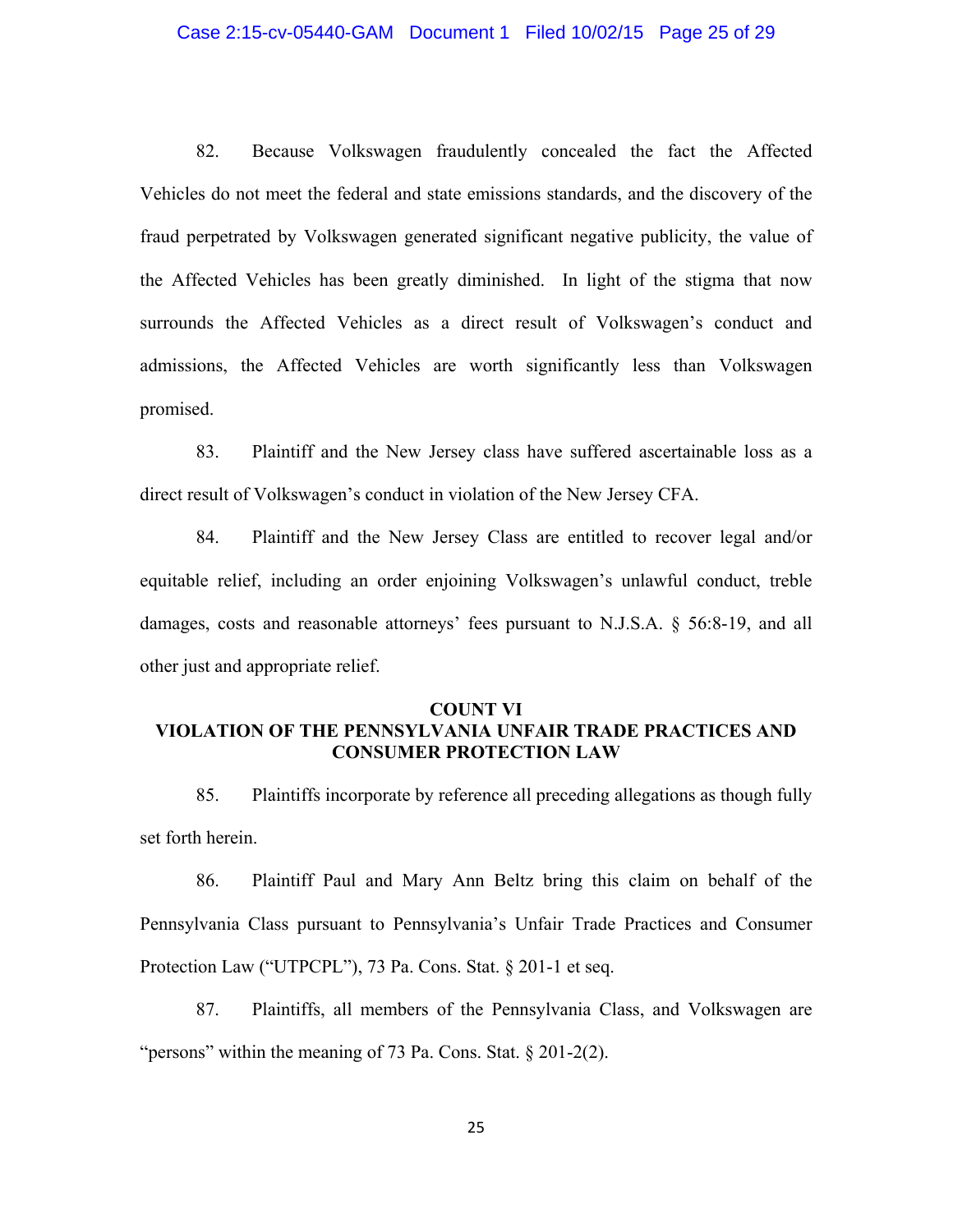82. Because Volkswagen fraudulently concealed the fact the Affected Vehicles do not meet the federal and state emissions standards, and the discovery of the fraud perpetrated by Volkswagen generated significant negative publicity, the value of the Affected Vehicles has been greatly diminished. In light of the stigma that now surrounds the Affected Vehicles as a direct result of Volkswagen's conduct and admissions, the Affected Vehicles are worth significantly less than Volkswagen promised.

83. Plaintiff and the New Jersey class have suffered ascertainable loss as a direct result of Volkswagen's conduct in violation of the New Jersey CFA.

84. Plaintiff and the New Jersey Class are entitled to recover legal and/or equitable relief, including an order enjoining Volkswagen's unlawful conduct, treble damages, costs and reasonable attorneys' fees pursuant to N.J.S.A. § 56:8-19, and all other just and appropriate relief.

## COUNT VI
## VIOLATION OF THE PENNSYLVANIA UNFAIR TRADE PRACTICES AND CONSUMER PROTECTION LAW

85. Plaintiffs incorporate by reference all preceding allegations as though fully set forth herein.

86. Plaintiff Paul and Mary Ann Beltz bring this claim on behalf of the Pennsylvania Class pursuant to Pennsylvania's Unfair Trade Practices and Consumer Protection Law ("UTPCPL"), 73 Pa. Cons. Stat. § 201-1 et seq.

87. Plaintiffs, all members of the Pennsylvania Class, and Volkswagen are "persons" within the meaning of 73 Pa. Cons. Stat. § 201-2(2).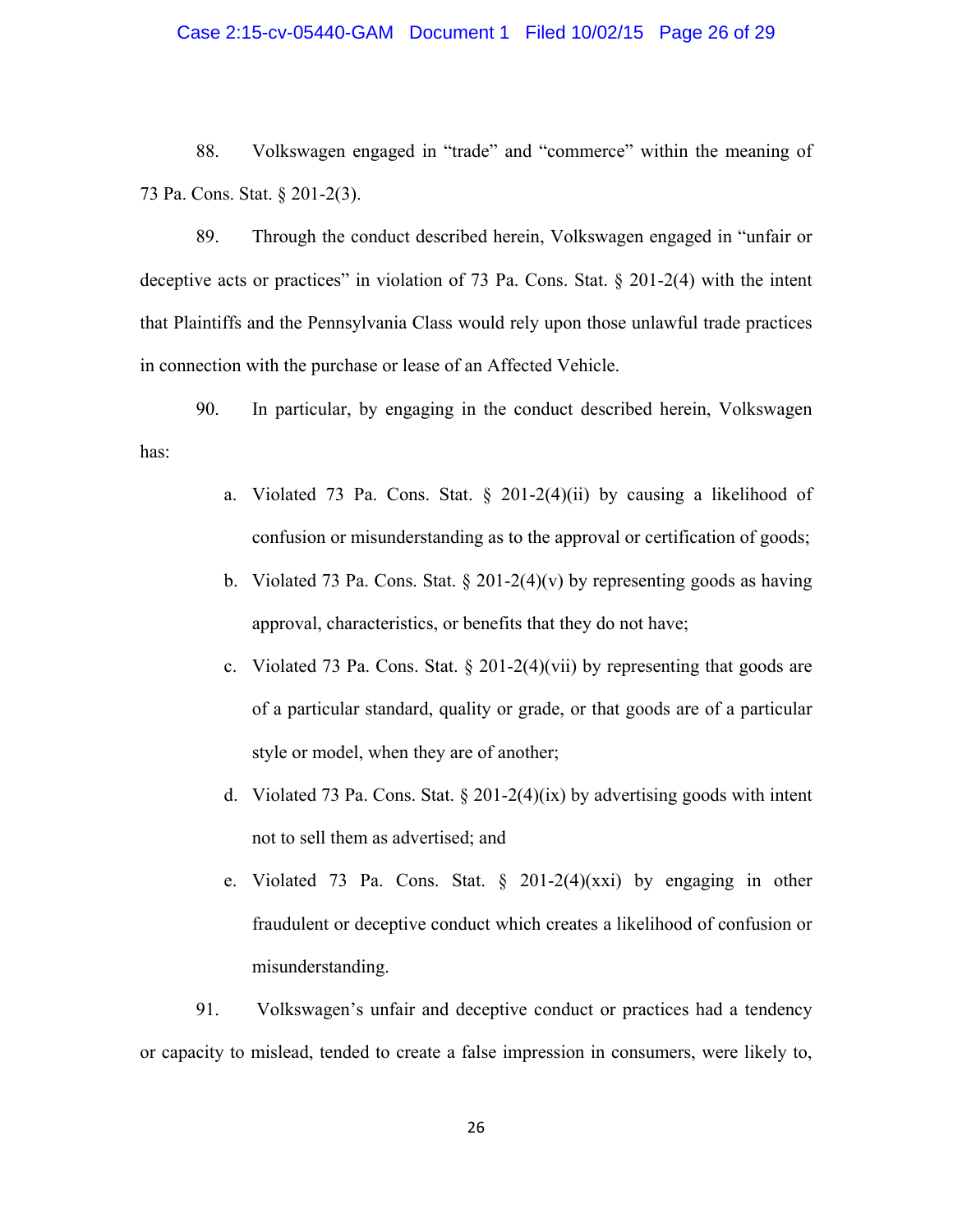88. Volkswagen engaged in "trade" and "commerce" within the meaning of 73 Pa. Cons. Stat. § 201-2(3).

89. Through the conduct described herein, Volkswagen engaged in "unfair or deceptive acts or practices" in violation of 73 Pa. Cons. Stat. § 201-2(4) with the intent that Plaintiffs and the Pennsylvania Class would rely upon those unlawful trade practices in connection with the purchase or lease of an Affected Vehicle.

90. In particular, by engaging in the conduct described herein, Volkswagen has:

a. Violated 73 Pa. Cons. Stat. § 201-2(4)(ii) by causing a likelihood of confusion or misunderstanding as to the approval or certification of goods;

b. Violated 73 Pa. Cons. Stat. § 201-2(4)(v) by representing goods as having approval, characteristics, or benefits that they do not have;

c. Violated 73 Pa. Cons. Stat. § 201-2(4)(vii) by representing that goods are of a particular standard, quality or grade, or that goods are of a particular style or model, when they are of another;

d. Violated 73 Pa. Cons. Stat. § 201-2(4)(ix) by advertising goods with intent not to sell them as advertised; and

e. Violated 73 Pa. Cons. Stat. § 201-2(4)(xxi) by engaging in other fraudulent or deceptive conduct which creates a likelihood of confusion or misunderstanding.

91. Volkswagen's unfair and deceptive conduct or practices had a tendency or capacity to mislead, tended to create a false impression in consumers, were likely to,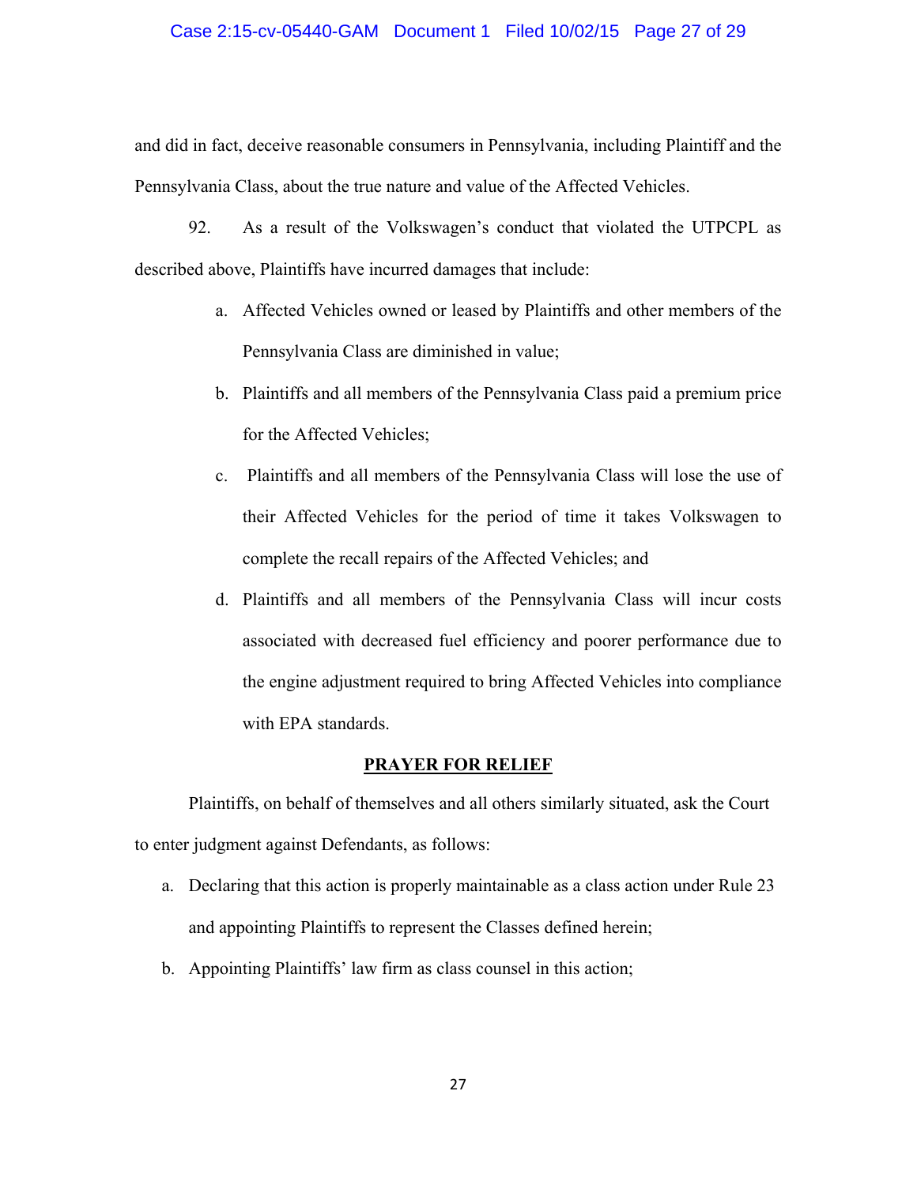and did in fact, deceive reasonable consumers in Pennsylvania, including Plaintiff and the Pennsylvania Class, about the true nature and value of the Affected Vehicles.

92. As a result of the Volkswagen's conduct that violated the UTPCPL as described above, Plaintiffs have incurred damages that include:

a. Affected Vehicles owned or leased by Plaintiffs and other members of the Pennsylvania Class are diminished in value;

b. Plaintiffs and all members of the Pennsylvania Class paid a premium price for the Affected Vehicles;

c. Plaintiffs and all members of the Pennsylvania Class will lose the use of their Affected Vehicles for the period of time it takes Volkswagen to complete the recall repairs of the Affected Vehicles; and

d. Plaintiffs and all members of the Pennsylvania Class will incur costs associated with decreased fuel efficiency and poorer performance due to the engine adjustment required to bring Affected Vehicles into compliance with EPA standards.

## PRAYER FOR RELIEF

Plaintiffs, on behalf of themselves and all others similarly situated, ask the Court to enter judgment against Defendants, as follows:

a. Declaring that this action is properly maintainable as a class action under Rule 23 and appointing Plaintiffs to represent the Classes defined herein;

b. Appointing Plaintiffs' law firm as class counsel in this action;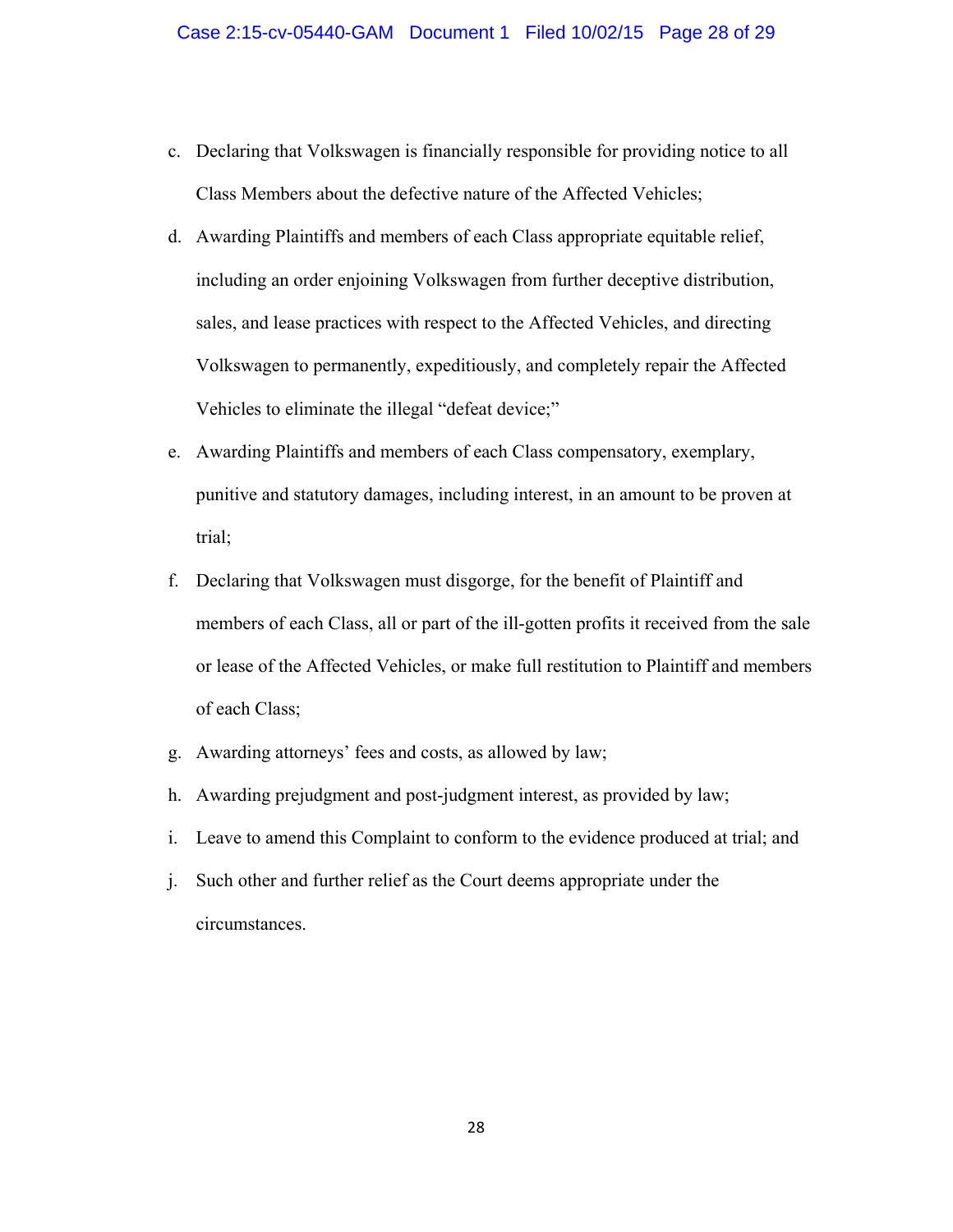c. Declaring that Volkswagen is financially responsible for providing notice to all Class Members about the defective nature of the Affected Vehicles;

d. Awarding Plaintiffs and members of each Class appropriate equitable relief, including an order enjoining Volkswagen from further deceptive distribution, sales, and lease practices with respect to the Affected Vehicles, and directing Volkswagen to permanently, expeditiously, and completely repair the Affected Vehicles to eliminate the illegal "defeat device;"

e. Awarding Plaintiffs and members of each Class compensatory, exemplary, punitive and statutory damages, including interest, in an amount to be proven at trial;

f. Declaring that Volkswagen must disgorge, for the benefit of Plaintiff and members of each Class, all or part of the ill-gotten profits it received from the sale or lease of the Affected Vehicles, or make full restitution to Plaintiff and members of each Class;

g. Awarding attorneys' fees and costs, as allowed by law;

h. Awarding prejudgment and post-judgment interest, as provided by law;

i. Leave to amend this Complaint to conform to the evidence produced at trial; and

j. Such other and further relief as the Court deems appropriate under the circumstances.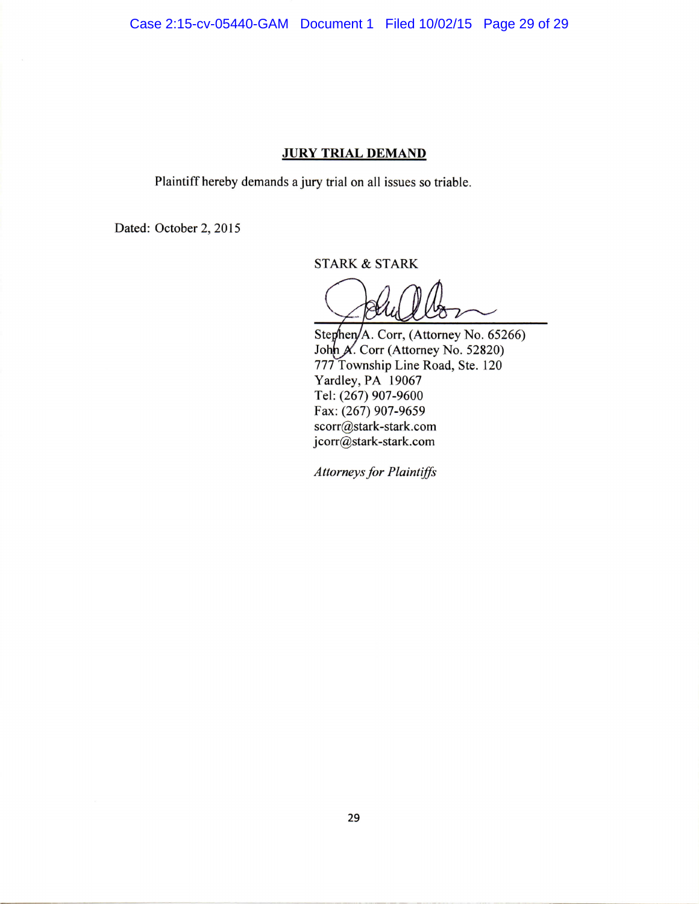## **JURY TRIAL DEMAND**

Plaintiff hereby demands a jury trial on all issues so triable.

Dated: October 2, 2015

STARK & STARK

Stephen A. Corr, (Attorney No. 65266)
John A. Corr (Attorney No. 52820)
777 Township Line Road, Ste. 120
Yardley, PA 19067
Tel: (267) 907-9600
Fax: (267) 907-9659
scorr@stark-stark.com
jcorr@stark-stark.com

*Attorneys for Plaintiffs*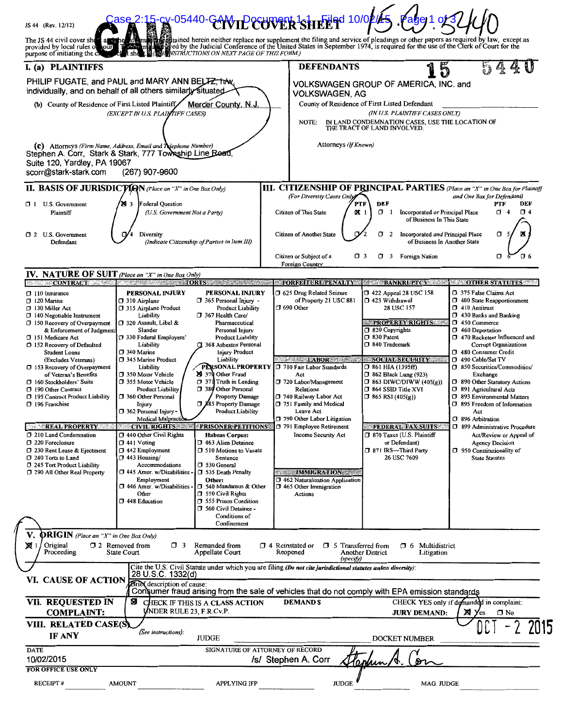JS 44 (Rev. 12/12)

Case 2:15-cv-05440-GAM Document 1-1 Filed 10/02/15 Page 1 of 3

# CIVIL COVER SHEET

15-CV-5440

The JS 44 civil cover sheet and the information contained herein neither replace nor supplement the filing and service of pleadings or other papers as required by law, except as provided by local rules of court. This form, approved by the Judicial Conference of the United States in September 1974, is required for the use of the Clerk of Court for the purpose of initiating the civil docket sheet. (SEE INSTRUCTIONS ON NEXT PAGE OF THIS FORM.)

**I. (a) PLAINTIFFS**

PHILIP FUGATE, and PAUL and MARY ANN BELTZ, h/w, individually, and on behalf of all others similarly situated

(b) County of Residence of First Listed Plaintiff Mercer County, N.J.
*(EXCEPT IN U.S. PLAINTIFF CASES)*

(c) Attorneys *(Firm Name, Address, Email and Telephone Number)*
Stephen A. Corr, Stark & Stark, 777 Township Line Road, Suite 120, Yardley, PA 19067
scorr@stark-stark.com (267) 907-9600

**DEFENDANTS** 15 5440

VOLKSWAGEN GROUP OF AMERICA, INC. and VOLKSWAGEN, AG

County of Residence of First Listed Defendant
*(IN U.S. PLAINTIFF CASES ONLY)*

NOTE: IN LAND CONDEMNATION CASES, USE THE LOCATION OF THE TRACT OF LAND INVOLVED.

Attorneys *(If Known)*

**II. BASIS OF JURISDICTION** *(Place an "X" in One Box Only)*

- ☐ 1 U.S. Government Plaintiff
- ☒ 3 Federal Question (U.S. Government Not a Party)
- ☐ 2 U.S. Government Defendant
- ☐ 4 Diversity (Indicate Citizenship of Parties in Item III)

**III. CITIZENSHIP OF PRINCIPAL PARTIES** *(Place an "X" in One Box for Plaintiff and One Box for Defendant) (For Diversity Cases Only)*

| | PTF | DEF | | PTF | DEF |
|---|---|---|---|---|---|
| Citizen of This State | ☒ 1 | ☐ 1 | Incorporated *or* Principal Place of Business In This State | ☐ 4 | ☐ 4 |
| Citizen of Another State | ☐ 2 | ☐ 2 | Incorporated *and* Principal Place of Business In Another State | ☐ 5 | ☒ 5 |
| Citizen or Subject of a Foreign Country | ☐ 3 | ☐ 3 | Foreign Nation | ☐ 6 | ☐ 6 |

**IV. NATURE OF SUIT** *(Place an "X" in One Box Only)*

| CONTRACT | TORTS | | FORFEITURE/PENALTY | BANKRUPTCY | OTHER STATUTES |
|---|---|---|---|---|---|
| ☐ 110 Insurance | PERSONAL INJURY | PERSONAL INJURY | ☐ 625 Drug Related Seizure of Property 21 USC 881 | ☐ 422 Appeal 28 USC 158 | ☐ 375 False Claims Act |
| ☐ 120 Marine | ☐ 310 Airplane | ☐ 365 Personal Injury - Product Liability | ☐ 690 Other | ☐ 423 Withdrawal 28 USC 157 | ☐ 400 State Reapportionment |
| ☐ 130 Miller Act | ☐ 315 Airplane Product Liability | ☐ 367 Health Care/ Pharmaceutical Personal Injury Product Liability | | PROPERTY RIGHTS | ☐ 410 Antitrust |
| ☐ 140 Negotiable Instrument | ☐ 320 Assault, Libel & Slander | ☐ 368 Asbestos Personal Injury Product Liability | | ☐ 820 Copyrights | ☐ 430 Banks and Banking |
| ☐ 150 Recovery of Overpayment & Enforcement of Judgment | ☐ 330 Federal Employers' Liability | PERSONAL PROPERTY | LABOR | ☐ 830 Patent | ☐ 450 Commerce |
| ☐ 151 Medicare Act | ☐ 340 Marine | ☒ 370 Other Fraud | ☐ 710 Fair Labor Standards Act | ☐ 840 Trademark | ☐ 460 Deportation |
| ☐ 152 Recovery of Defaulted Student Loans (Excludes Veterans) | ☐ 345 Marine Product Liability | ☐ 371 Truth in Lending | ☐ 720 Labor/Management Relations | SOCIAL SECURITY | ☐ 470 Racketeer Influenced and Corrupt Organizations |
| ☐ 153 Recovery of Overpayment of Veteran's Benefits | ☐ 350 Motor Vehicle | ☐ 380 Other Personal Property Damage | ☐ 740 Railway Labor Act | ☐ 861 HIA (1395ff) | ☐ 480 Consumer Credit |
| ☐ 160 Stockholders' Suits | ☐ 355 Motor Vehicle Product Liability | ☐ 385 Property Damage Product Liability | ☐ 751 Family and Medical Leave Act | ☐ 862 Black Lung (923) | ☐ 490 Cable/Sat TV |
| ☐ 190 Other Contract | ☐ 360 Other Personal Injury | | ☐ 790 Other Labor Litigation | ☐ 863 DIWC/DIWW (405(g)) | ☐ 850 Securities/Commodities/ Exchange |
| ☐ 195 Contract Product Liability | ☐ 362 Personal Injury - Medical Malpractice | | ☐ 791 Employee Retirement Income Security Act | ☐ 864 SSID Title XVI | ☐ 890 Other Statutory Actions |
| ☐ 196 Franchise | | | | ☐ 865 RSI (405(g)) | ☐ 891 Agricultural Acts |
| REAL PROPERTY | CIVIL RIGHTS | PRISONER PETITIONS | | FEDERAL TAX SUITS | ☐ 893 Environmental Matters |
| ☐ 210 Land Condemnation | ☐ 440 Other Civil Rights | Habeas Corpus: | | ☐ 870 Taxes (U.S. Plaintiff or Defendant) | ☐ 895 Freedom of Information Act |
| ☐ 220 Foreclosure | ☐ 441 Voting | ☐ 463 Alien Detainee | | ☐ 871 IRS—Third Party 26 USC 7609 | ☐ 896 Arbitration |
| ☐ 230 Rent Lease & Ejectment | ☐ 442 Employment | ☐ 510 Motions to Vacate Sentence | | | ☐ 899 Administrative Procedure Act/Review or Appeal of Agency Decision |
| ☐ 240 Torts to Land | ☐ 443 Housing/ Accommodations | ☐ 530 General | | | ☐ 950 Constitutionality of State Statutes |
| ☐ 245 Tort Product Liability | ☐ 445 Amer. w/Disabilities - Employment | ☐ 535 Death Penalty | IMMIGRATION | | |
| ☐ 290 All Other Real Property | ☐ 446 Amer. w/Disabilities - Other | Other: | ☐ 462 Naturalization Application | | |
| | ☐ 448 Education | ☐ 540 Mandamus & Other | ☐ 465 Other Immigration Actions | | |
| | | ☐ 550 Civil Rights | | | |
| | | ☐ 555 Prison Condition | | | |
| | | ☐ 560 Civil Detainee - Conditions of Confinement | | | |

**V. ORIGIN** *(Place an "X" in One Box Only)*

☒ 1 Original Proceeding ☐ 2 Removed from State Court ☐ 3 Remanded from Appellate Court ☐ 4 Reinstated or Reopened ☐ 5 Transferred from Another District *(specify)* ☐ 6 Multidistrict Litigation

**VI. CAUSE OF ACTION**

Cite the U.S. Civil Statute under which you are filing *(Do not cite jurisdictional statutes unless diversity)*:
28 U.S.C. 1332(d)

Brief description of cause:
Consumer fraud arising from the sale of vehicles that do not comply with EPA emission standards

**VII. REQUESTED IN COMPLAINT:** ☒ CHECK IF THIS IS A CLASS ACTION UNDER RULE 23, F.R.Cv.P. DEMAND $ CHECK YES only if demanded in complaint: JURY DEMAND: ☒ Yes ☐ No

**VIII. RELATED CASE(S) IF ANY** *(See instructions)*: JUDGE DOCKET NUMBER

OCT - 2 2015

DATE 10/02/2015 SIGNATURE OF ATTORNEY OF RECORD /s/ Stephen A. Corr

**FOR OFFICE USE ONLY**

RECEIPT # AMOUNT APPLYING IFP JUDGE MAG. JUDGE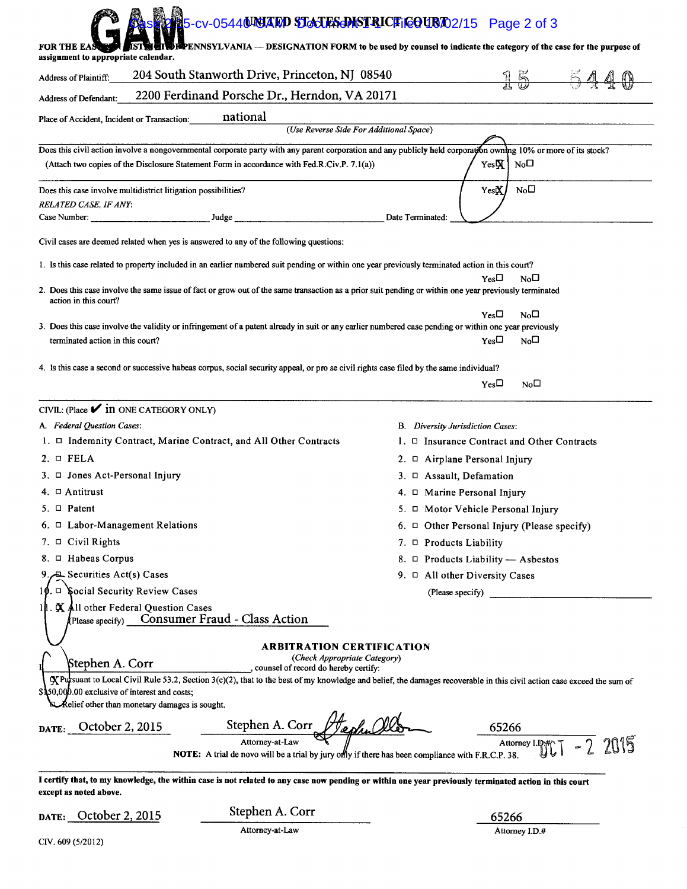**FOR THE EASTERN DISTRICT OF PENNSYLVANIA — DESIGNATION FORM to be used by counsel to indicate the category of the case for the purpose of assignment to appropriate calendar.**

15 5440

Address of Plaintiff: 204 South Stanworth Drive, Princeton, NJ 08540

Address of Defendant: 2200 Ferdinand Porsche Dr., Herndon, VA 20171

Place of Accident, Incident or Transaction: national

*(Use Reverse Side For Additional Space)*

Does this civil action involve a nongovernmental corporate party with any parent corporation and any publicly held corporation owning 10% or more of its stock?
(Attach two copies of the Disclosure Statement Form in accordance with Fed.R.Civ.P. 7.1(a)) Yes☒ No☐

Does this case involve multidistrict litigation possibilities? Yes☒ No☐

*RELATED CASE, IF ANY:*

Case Number: ______________ Judge ______________ Date Terminated: ______________

Civil cases are deemed related when yes is answered to any of the following questions:

1. Is this case related to property included in an earlier numbered suit pending or within one year previously terminated action in this court?
Yes☐ No☐
2. Does this case involve the same issue of fact or grow out of the same transaction as a prior suit pending or within one year previously terminated action in this court?
Yes☐ No☐
3. Does this case involve the validity or infringement of a patent already in suit or any earlier numbered case pending or within one year previously terminated action in this court? Yes☐ No☐
4. Is this case a second or successive habeas corpus, social security appeal, or pro se civil rights case filed by the same individual?
Yes☐ No☐

CIVIL: (Place ✔ in ONE CATEGORY ONLY)

A. *Federal Question Cases:*

1. ☐ Indemnity Contract, Marine Contract, and All Other Contracts
2. ☐ FELA
3. ☐ Jones Act-Personal Injury
4. ☐ Antitrust
5. ☐ Patent
6. ☐ Labor-Management Relations
7. ☐ Civil Rights
8. ☐ Habeas Corpus
9. ☐ Securities Act(s) Cases
10. ☐ Social Security Review Cases
11. ☒ All other Federal Question Cases
(Please specify) Consumer Fraud - Class Action

B. *Diversity Jurisdiction Cases:*

1. ☐ Insurance Contract and Other Contracts
2. ☐ Airplane Personal Injury
3. ☐ Assault, Defamation
4. ☐ Marine Personal Injury
5. ☐ Motor Vehicle Personal Injury
6. ☐ Other Personal Injury (Please specify)
7. ☐ Products Liability
8. ☐ Products Liability — Asbestos
9. ☐ All other Diversity Cases
(Please specify) ______________

**ARBITRATION CERTIFICATION**

*(Check Appropriate Category)*

I, Stephen A. Corr, counsel of record do hereby certify:

☒ Pursuant to Local Civil Rule 53.2, Section 3(c)(2), that to the best of my knowledge and belief, the damages recoverable in this civil action case exceed the sum of $150,000.00 exclusive of interest and costs;

☐ Relief other than monetary damages is sought.

DATE: October 2, 2015 Stephen A. Corr [signature] 65266
Attorney-at-Law Attorney I.D.#

NOTE: A trial de novo will be a trial by jury only if there has been compliance with F.R.C.P. 38.

OCT - 2 2015

**I certify that, to my knowledge, the within case is not related to any case now pending or within one year previously terminated action in this court except as noted above.**

DATE: October 2, 2015 Stephen A. Corr 65266
Attorney-at-Law Attorney I.D.#

CIV. 609 (5/2012)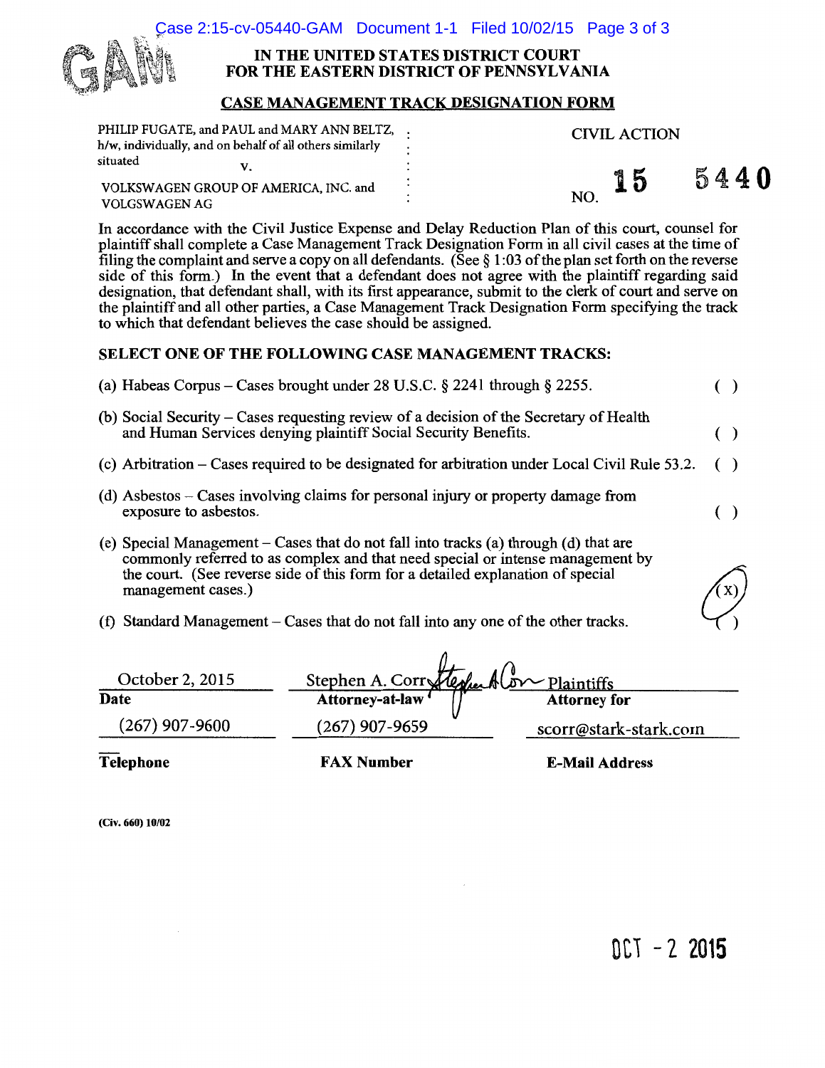# IN THE UNITED STATES DISTRICT COURT FOR THE EASTERN DISTRICT OF PENNSYLVANIA

## CASE MANAGEMENT TRACK DESIGNATION FORM

PHILIP FUGATE, and PAUL and MARY ANN BELTZ, h/w, individually, and on behalf of all others similarly situated

v.

VOLKSWAGEN GROUP OF AMERICA, INC. and VOLGSWAGEN AG

CIVIL ACTION

NO. 15 5440

In accordance with the Civil Justice Expense and Delay Reduction Plan of this court, counsel for plaintiff shall complete a Case Management Track Designation Form in all civil cases at the time of filing the complaint and serve a copy on all defendants. (See § 1:03 of the plan set forth on the reverse side of this form.) In the event that a defendant does not agree with the plaintiff regarding said designation, that defendant shall, with its first appearance, submit to the clerk of court and serve on the plaintiff and all other parties, a Case Management Track Designation Form specifying the track to which that defendant believes the case should be assigned.

**SELECT ONE OF THE FOLLOWING CASE MANAGEMENT TRACKS:**

(a) Habeas Corpus – Cases brought under 28 U.S.C. § 2241 through § 2255. ( )

(b) Social Security – Cases requesting review of a decision of the Secretary of Health and Human Services denying plaintiff Social Security Benefits. ( )

(c) Arbitration – Cases required to be designated for arbitration under Local Civil Rule 53.2. ( )

(d) Asbestos – Cases involving claims for personal injury or property damage from exposure to asbestos. ( )

(e) Special Management – Cases that do not fall into tracks (a) through (d) that are commonly referred to as complex and that need special or intense management by the court. (See reverse side of this form for a detailed explanation of special management cases.) (X)

(f) Standard Management – Cases that do not fall into any one of the other tracks. ( )

| | | |
|---|---|---|
| October 2, 2015 | Stephen A. Corr | Plaintiffs |
| **Date** | **Attorney-at-law** | **Attorney for** |
| (267) 907-9600 | (267) 907-9659 | scorr@stark-stark.com |
| **Telephone** | **FAX Number** | **E-Mail Address** |

(Civ. 660) 10/02

OCT - 2 2015